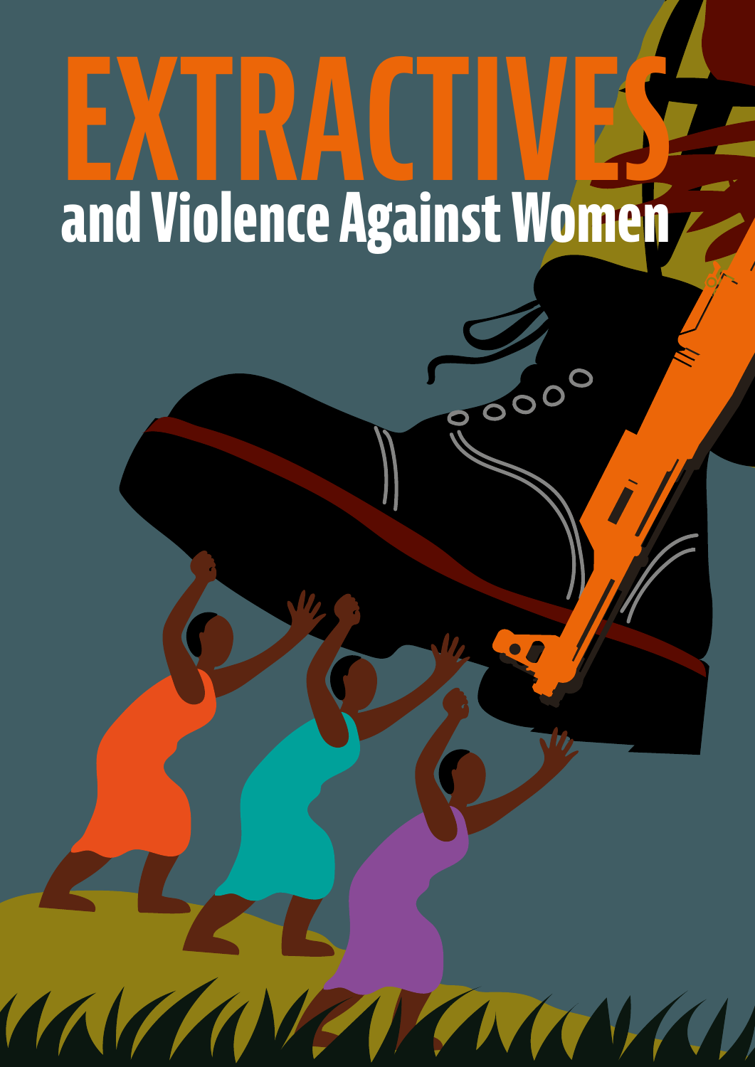# EXTRACTIVES

## and Violence Against Women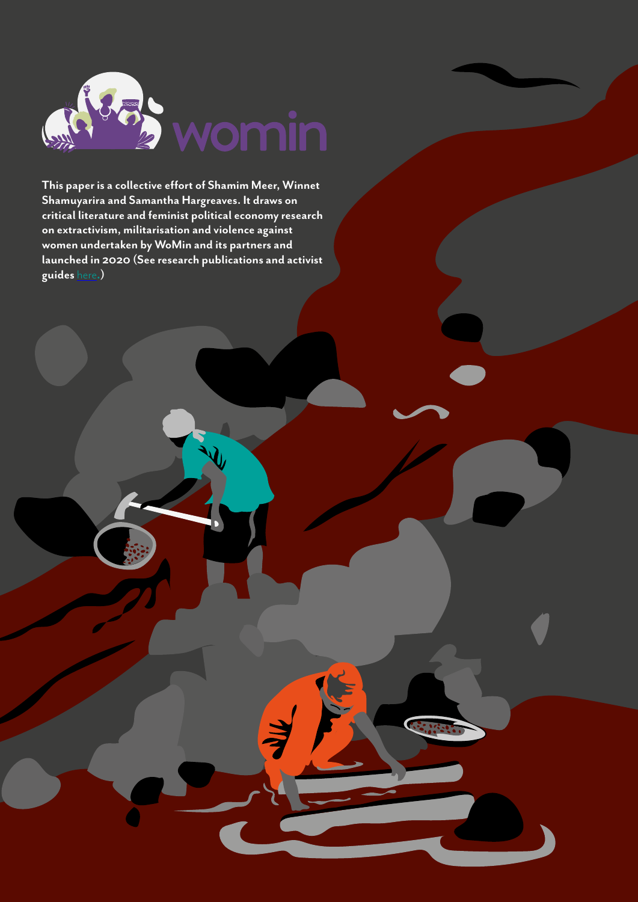**This paper is a collective effort of Shamim Meer, Winnet Shamuyarira and Samantha Hargreaves. It draws on critical literature and feminist political economy research on extractivism, militarisation and violence against women undertaken by WoMin and its partners and launched in 2020 (See research publications and activist guides here.)**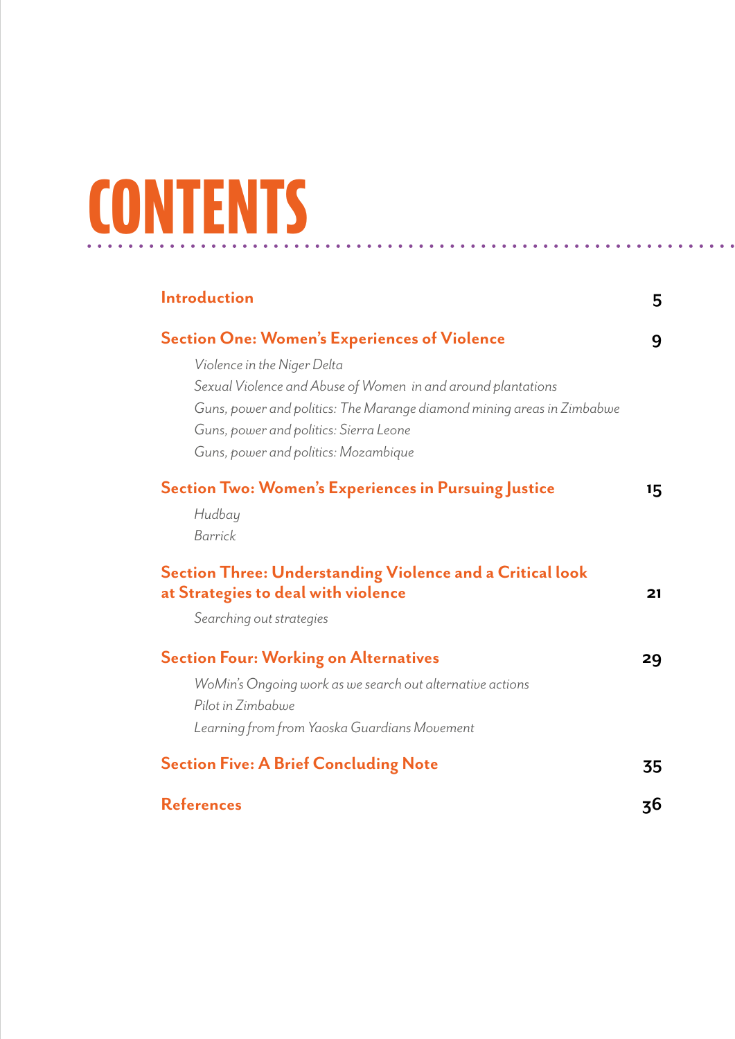# CONTENTS

**Introduction** 5

**Section One: Women's Experiences of Violence** 9

*Violence in the Niger Delta*
*Sexual Violence and Abuse of Women in and around plantations*
*Guns, power and politics: The Marange diamond mining areas in Zimbabwe*
*Guns, power and politics: Sierra Leone*
*Guns, power and politics: Mozambique*

**Section Two: Women's Experiences in Pursuing Justice** 15

*Hudbay*
*Barrick*

**Section Three: Understanding Violence and a Critical look at Strategies to deal with violence** 21

*Searching out strategies*

**Section Four: Working on Alternatives** 29

*WoMin's Ongoing work as we search out alternative actions*
*Pilot in Zimbabwe*
*Learning from from Yaoska Guardians Movement*

**Section Five: A Brief Concluding Note** 35

**References** 36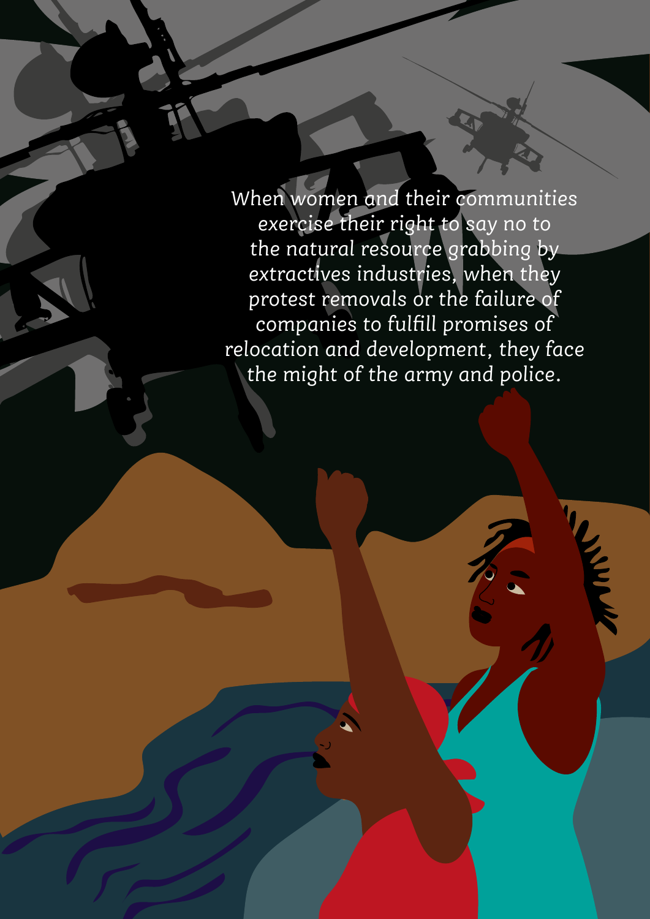*When women and their communities exercise their right to say no to the natural resource grabbing by extractives industries, when they protest removals or the failure of companies to fulfill promises of relocation and development, they face the might of the army and police.*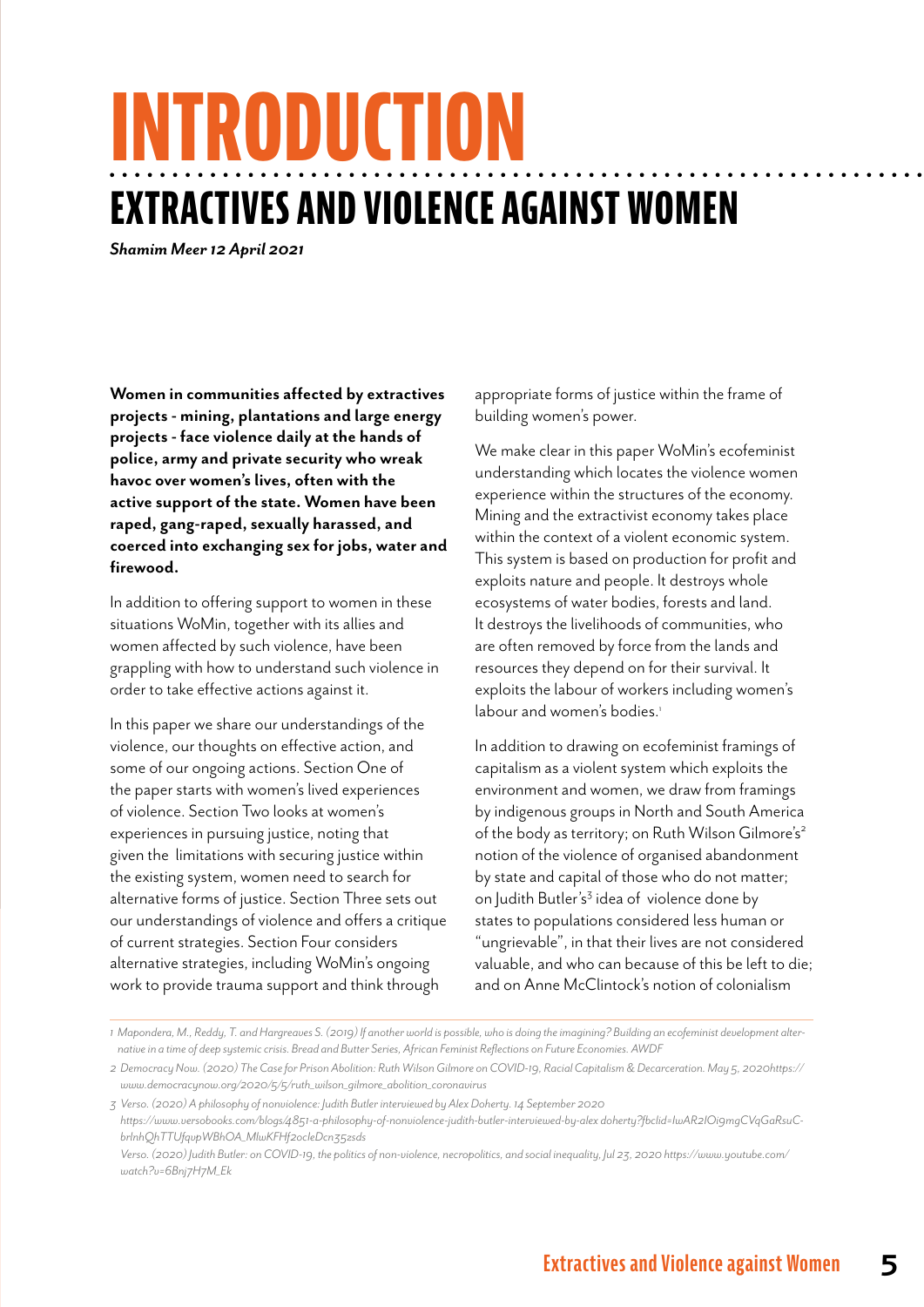# INTRODUCTION

## EXTRACTIVES AND VIOLENCE AGAINST WOMEN

***Shamim Meer 12 April 2021***

**Women in communities affected by extractives projects - mining, plantations and large energy projects - face violence daily at the hands of police, army and private security who wreak havoc over women's lives, often with the active support of the state. Women have been raped, gang-raped, sexually harassed, and coerced into exchanging sex for jobs, water and firewood.**

In addition to offering support to women in these situations WoMin, together with its allies and women affected by such violence, have been grappling with how to understand such violence in order to take effective actions against it.

In this paper we share our understandings of the violence, our thoughts on effective action, and some of our ongoing actions. Section One of the paper starts with women's lived experiences of violence. Section Two looks at women's experiences in pursuing justice, noting that given the limitations with securing justice within the existing system, women need to search for alternative forms of justice. Section Three sets out our understandings of violence and offers a critique of current strategies. Section Four considers alternative strategies, including WoMin's ongoing work to provide trauma support and think through appropriate forms of justice within the frame of building women's power.

We make clear in this paper WoMin's ecofeminist understanding which locates the violence women experience within the structures of the economy. Mining and the extractivist economy takes place within the context of a violent economic system. This system is based on production for profit and exploits nature and people. It destroys whole ecosystems of water bodies, forests and land. It destroys the livelihoods of communities, who are often removed by force from the lands and resources they depend on for their survival. It exploits the labour of workers including women's labour and women's bodies.[1]

In addition to drawing on ecofeminist framings of capitalism as a violent system which exploits the environment and women, we draw from framings by indigenous groups in North and South America of the body as territory; on Ruth Wilson Gilmore's[2] notion of the violence of organised abandonment by state and capital of those who do not matter; on Judith Butler's[3] idea of violence done by states to populations considered less human or "ungrievable", in that their lives are not considered valuable, and who can because of this be left to die; and on Anne McClintock's notion of colonialism

---

1 Mapondera, M., Reddy, T. and Hargreaves S. (2019) *If another world is possible, who is doing the imagining? Building an ecofeminist development alternative in a time of deep systemic crisis. Bread and Butter Series, African Feminist Reflections on Future Economies.* AWDF

2 Democracy Now. (2020) *The Case for Prison Abolition: Ruth Wilson Gilmore on COVID-19, Racial Capitalism & Decarceration.* May 5, 2020https://www.democracynow.org/2020/5/5/ruth_wilson_gilmore_abolition_coronavirus

3 Verso. (2020) *A philosophy of nonviolence: Judith Butler interviewed by Alex Doherty.* 14 September 2020 https://www.versobooks.com/blogs/4851-a-philosophy-of-nonviolence-judith-butler-interviewed-by-alex doherty?fbclid=IwAR2IOi9mgCVqGaRsuCbrlnhQhTTUfqupWBhOA_MlwKFHf2ocleDcn35zsds
Verso. (2020) *Judith Butler: on COVID-19, the politics of non-violence, necropolitics, and social inequality,* Jul 23, 2020 https://www.youtube.com/watch?v=6Bnj7H7M_Ek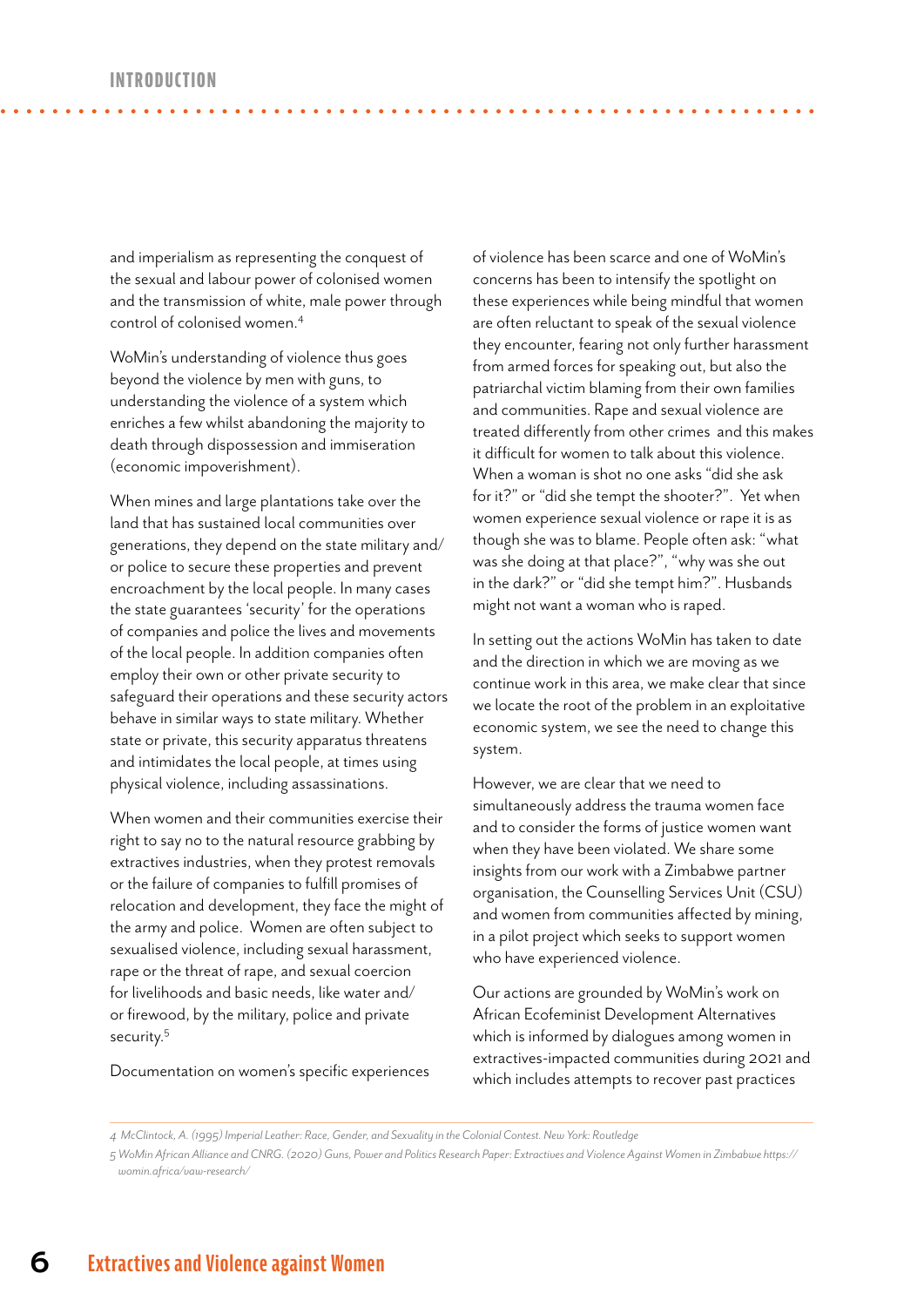and imperialism as representing the conquest of the sexual and labour power of colonised women and the transmission of white, male power through control of colonised women.[4]

WoMin's understanding of violence thus goes beyond the violence by men with guns, to understanding the violence of a system which enriches a few whilst abandoning the majority to death through dispossession and immiseration (economic impoverishment).

When mines and large plantations take over the land that has sustained local communities over generations, they depend on the state military and/or police to secure these properties and prevent encroachment by the local people. In many cases the state guarantees 'security' for the operations of companies and police the lives and movements of the local people. In addition companies often employ their own or other private security to safeguard their operations and these security actors behave in similar ways to state military. Whether state or private, this security apparatus threatens and intimidates the local people, at times using physical violence, including assassinations.

When women and their communities exercise their right to say no to the natural resource grabbing by extractives industries, when they protest removals or the failure of companies to fulfill promises of relocation and development, they face the might of the army and police. Women are often subject to sexualised violence, including sexual harassment, rape or the threat of rape, and sexual coercion for livelihoods and basic needs, like water and/or firewood, by the military, police and private security.[5]

Documentation on women's specific experiences of violence has been scarce and one of WoMin's concerns has been to intensify the spotlight on these experiences while being mindful that women are often reluctant to speak of the sexual violence they encounter, fearing not only further harassment from armed forces for speaking out, but also the patriarchal victim blaming from their own families and communities. Rape and sexual violence are treated differently from other crimes and this makes it difficult for women to talk about this violence. When a woman is shot no one asks "did she ask for it?" or "did she tempt the shooter?". Yet when women experience sexual violence or rape it is as though she was to blame. People often ask: "what was she doing at that place?", "why was she out in the dark?" or "did she tempt him?". Husbands might not want a woman who is raped.

In setting out the actions WoMin has taken to date and the direction in which we are moving as we continue work in this area, we make clear that since we locate the root of the problem in an exploitative economic system, we see the need to change this system.

However, we are clear that we need to simultaneously address the trauma women face and to consider the forms of justice women want when they have been violated. We share some insights from our work with a Zimbabwe partner organisation, the Counselling Services Unit (CSU) and women from communities affected by mining, in a pilot project which seeks to support women who have experienced violence.

Our actions are grounded by WoMin's work on African Ecofeminist Development Alternatives which is informed by dialogues among women in extractives-impacted communities during 2021 and which includes attempts to recover past practices

---

4 McClintock, A. (1995) *Imperial Leather: Race, Gender, and Sexuality in the Colonial Contest.* New York: Routledge

5 WoMin African Alliance and CNRG. (2020) *Guns, Power and Politics Research Paper: Extractives and Violence Against Women in Zimbabwe* https://womin.africa/vaw-research/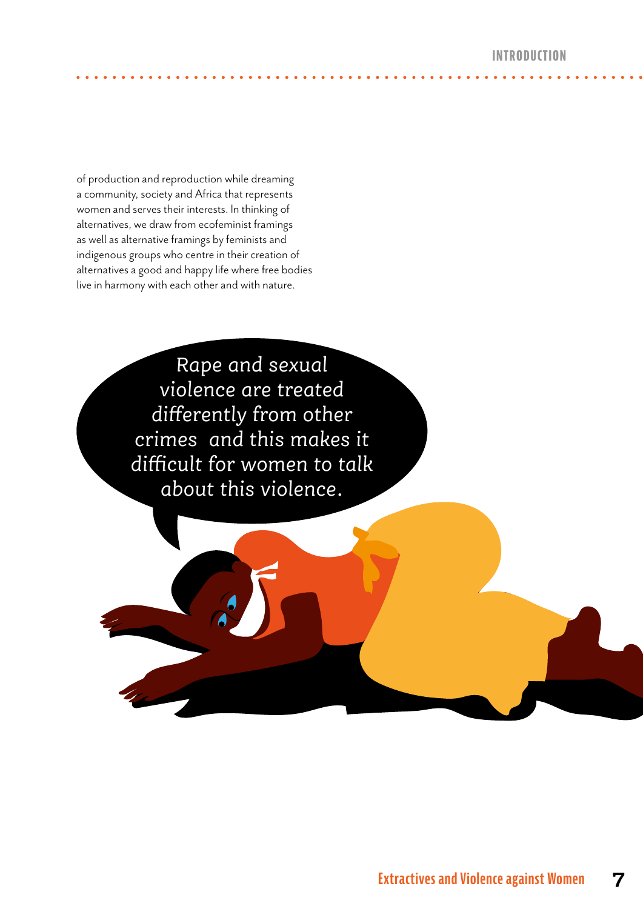of production and reproduction while dreaming a community, society and Africa that represents women and serves their interests. In thinking of alternatives, we draw from ecofeminist framings as well as alternative framings by feminists and indigenous groups who centre in their creation of alternatives a good and happy life where free bodies live in harmony with each other and with nature.

*Rape and sexual violence are treated differently from other crimes and this makes it difficult for women to talk about this violence.*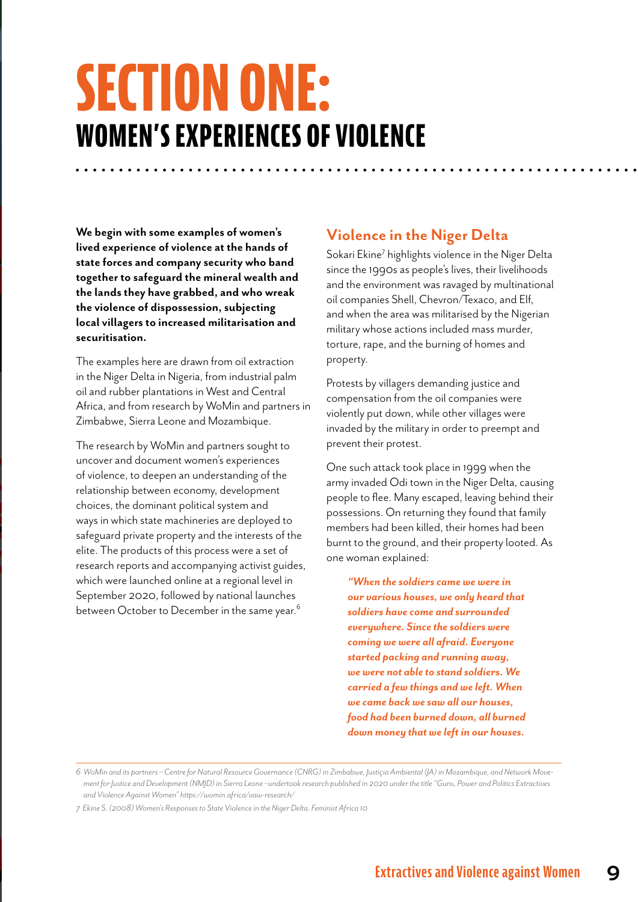# SECTION ONE:
## WOMEN'S EXPERIENCES OF VIOLENCE

**We begin with some examples of women's lived experience of violence at the hands of state forces and company security who band together to safeguard the mineral wealth and the lands they have grabbed, and who wreak the violence of dispossession, subjecting local villagers to increased militarisation and securitisation.**

The examples here are drawn from oil extraction in the Niger Delta in Nigeria, from industrial palm oil and rubber plantations in West and Central Africa, and from research by WoMin and partners in Zimbabwe, Sierra Leone and Mozambique.

The research by WoMin and partners sought to uncover and document women's experiences of violence, to deepen an understanding of the relationship between economy, development choices, the dominant political system and ways in which state machineries are deployed to safeguard private property and the interests of the elite. The products of this process were a set of research reports and accompanying activist guides, which were launched online at a regional level in September 2020, followed by national launches between October to December in the same year.[6]

### Violence in the Niger Delta

Sokari Ekine[7] highlights violence in the Niger Delta since the 1990s as people's lives, their livelihoods and the environment was ravaged by multinational oil companies Shell, Chevron/Texaco, and Elf, and when the area was militarised by the Nigerian military whose actions included mass murder, torture, rape, and the burning of homes and property.

Protests by villagers demanding justice and compensation from the oil companies were violently put down, while other villages were invaded by the military in order to preempt and prevent their protest.

One such attack took place in 1999 when the army invaded Odi town in the Niger Delta, causing people to flee. Many escaped, leaving behind their possessions. On returning they found that family members had been killed, their homes had been burnt to the ground, and their property looted. As one woman explained:

> ***"When the soldiers came we were in our various houses, we only heard that soldiers have come and surrounded everywhere. Since the soldiers were coming we were all afraid. Everyone started packing and running away, we were not able to stand soldiers. We carried a few things and we left. When we came back we saw all our houses, food had been burned down, all burned down money that we left in our houses.***

---

6 WoMin and its partners – Centre for Natural Resource Governance (CNRG) in Zimbabwe, Justiçia Ambiental (JA) in Mozambique, and Network Movement for Justice and Development (NMJD) in Sierra Leone –undertook research published in 2020 under the title "Guns, Power and Politics Extractives and Violence Against Women" https://womin.africa/vaw-research/

7 Ekine S. (2008) Women's Responses to State Violence in the Niger Delta. Feminist Africa 10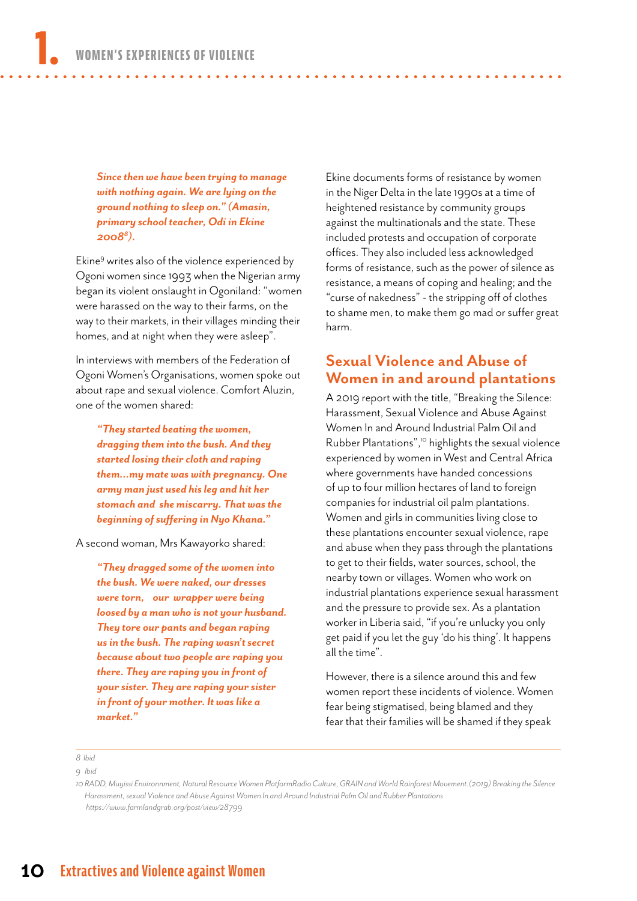*Since then we have been trying to manage with nothing again. We are lying on the ground nothing to sleep on." (Amasin, primary school teacher, Odi in Ekine 2008[8]).*

Ekine[9] writes also of the violence experienced by Ogoni women since 1993 when the Nigerian army began its violent onslaught in Ogoniland: "women were harassed on the way to their farms, on the way to their markets, in their villages minding their homes, and at night when they were asleep".

In interviews with members of the Federation of Ogoni Women's Organisations, women spoke out about rape and sexual violence. Comfort Aluzin, one of the women shared:

*"They started beating the women, dragging them into the bush. And they started losing their cloth and raping them...my mate was with pregnancy. One army man just used his leg and hit her stomach and she miscarry. That was the beginning of suffering in Nyo Khana."*

A second woman, Mrs Kawayorko shared:

*"They dragged some of the women into the bush. We were naked, our dresses were torn, our wrapper were being loosed by a man who is not your husband. They tore our pants and began raping us in the bush. The raping wasn't secret because about two people are raping you there. They are raping you in front of your sister. They are raping your sister in front of your mother. It was like a market."*

Ekine documents forms of resistance by women in the Niger Delta in the late 1990s at a time of heightened resistance by community groups against the multinationals and the state. These included protests and occupation of corporate offices. They also included less acknowledged forms of resistance, such as the power of silence as resistance, a means of coping and healing; and the "curse of nakedness" - the stripping off of clothes to shame men, to make them go mad or suffer great harm.

## Sexual Violence and Abuse of Women in and around plantations

A 2019 report with the title, "Breaking the Silence: Harassment, Sexual Violence and Abuse Against Women In and Around Industrial Palm Oil and Rubber Plantations",[10] highlights the sexual violence experienced by women in West and Central Africa where governments have handed concessions of up to four million hectares of land to foreign companies for industrial oil palm plantations. Women and girls in communities living close to these plantations encounter sexual violence, rape and abuse when they pass through the plantations to get to their fields, water sources, school, the nearby town or villages. Women who work on industrial plantations experience sexual harassment and the pressure to provide sex. As a plantation worker in Liberia said, "if you're unlucky you only get paid if you let the guy 'do his thing'. It happens all the time".

However, there is a silence around this and few women report these incidents of violence. Women fear being stigmatised, being blamed and they fear that their families will be shamed if they speak

---

8 Ibid

9 Ibid

10 RADD, Muyissi Environnment, Natural Resource Women PlatformRadio Culture, GRAIN and World Rainforest Movement.(2019) Breaking the Silence Harassment, sexual Violence and Abuse Against Women In and Around Industrial Palm Oil and Rubber Plantations https://www.farmlandgrab.org/post/view/28799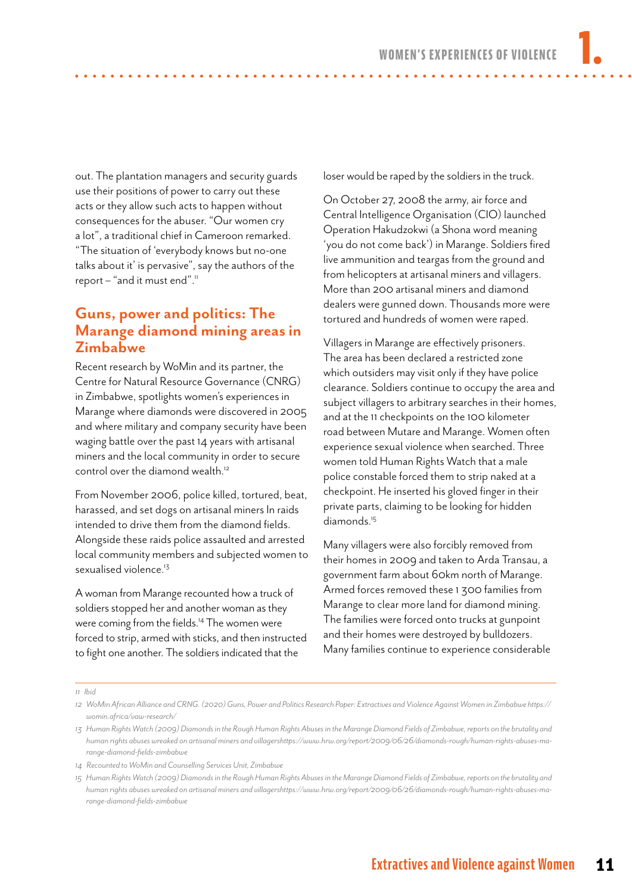out. The plantation managers and security guards use their positions of power to carry out these acts or they allow such acts to happen without consequences for the abuser. "Our women cry a lot", a traditional chief in Cameroon remarked. "The situation of 'everybody knows but no-one talks about it' is pervasive", say the authors of the report – "and it must end".[11]

## Guns, power and politics: The Marange diamond mining areas in Zimbabwe

Recent research by WoMin and its partner, the Centre for Natural Resource Governance (CNRG) in Zimbabwe, spotlights women's experiences in Marange where diamonds were discovered in 2005 and where military and company security have been waging battle over the past 14 years with artisanal miners and the local community in order to secure control over the diamond wealth.[12]

From November 2006, police killed, tortured, beat, harassed, and set dogs on artisanal miners In raids intended to drive them from the diamond fields. Alongside these raids police assaulted and arrested local community members and subjected women to sexualised violence.[13]

A woman from Marange recounted how a truck of soldiers stopped her and another woman as they were coming from the fields.[14] The women were forced to strip, armed with sticks, and then instructed to fight one another. The soldiers indicated that the loser would be raped by the soldiers in the truck.

On October 27, 2008 the army, air force and Central Intelligence Organisation (CIO) launched Operation Hakudzokwi (a Shona word meaning 'you do not come back') in Marange. Soldiers fired live ammunition and teargas from the ground and from helicopters at artisanal miners and villagers. More than 200 artisanal miners and diamond dealers were gunned down. Thousands more were tortured and hundreds of women were raped.

Villagers in Marange are effectively prisoners. The area has been declared a restricted zone which outsiders may visit only if they have police clearance. Soldiers continue to occupy the area and subject villagers to arbitrary searches in their homes, and at the 11 checkpoints on the 100 kilometer road between Mutare and Marange. Women often experience sexual violence when searched. Three women told Human Rights Watch that a male police constable forced them to strip naked at a checkpoint. He inserted his gloved finger in their private parts, claiming to be looking for hidden diamonds.[15]

Many villagers were also forcibly removed from their homes in 2009 and taken to Arda Transau, a government farm about 60km north of Marange. Armed forces removed these 1 300 families from Marange to clear more land for diamond mining. The families were forced onto trucks at gunpoint and their homes were destroyed by bulldozers. Many families continue to experience considerable

---

*11 Ibid*

*12 WoMin African Alliance and CRNG. (2020) Guns, Power and Politics Research Paper: Extractives and Violence Against Women in Zimbabwe https://womin.africa/vaw-research/*

*13 Human Rights Watch (2009) Diamonds in the Rough Human Rights Abuses in the Marange Diamond Fields of Zimbabwe, reports on the brutality and human rights abuses wreaked on artisanal miners and villagershttps://www.hrw.org/report/2009/06/26/diamonds-rough/human-rights-abuses-marange-diamond-fields-zimbabwe*

*14 Recounted to WoMin and Counselling Services Unit, Zimbabwe*

*15 Human Rights Watch (2009) Diamonds in the Rough Human Rights Abuses in the Marange Diamond Fields of Zimbabwe, reports on the brutality and human rights abuses wreaked on artisanal miners and villagershttps://www.hrw.org/report/2009/06/26/diamonds-rough/human-rights-abuses-marange-diamond-fields-zimbabwe*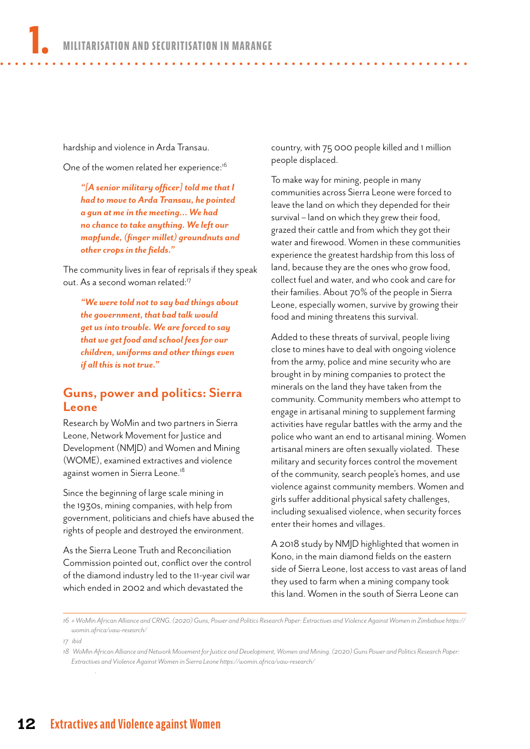hardship and violence in Arda Transau.

One of the women related her experience:[16]

> ***"[A senior military officer] told me that I had to move to Arda Transau, he pointed a gun at me in the meeting... We had no chance to take anything. We left our mapfunde, (finger millet) groundnuts and other crops in the fields."***

The community lives in fear of reprisals if they speak out. As a second woman related:[17]

> ***"We were told not to say bad things about the government, that bad talk would get us into trouble. We are forced to say that we get food and school fees for our children, uniforms and other things even if all this is not true."***

## Guns, power and politics: Sierra Leone

Research by WoMin and two partners in Sierra Leone, Network Movement for Justice and Development (NMJD) and Women and Mining (WOME), examined extractives and violence against women in Sierra Leone.[18]

Since the beginning of large scale mining in the 1930s, mining companies, with help from government, politicians and chiefs have abused the rights of people and destroyed the environment.

As the Sierra Leone Truth and Reconciliation Commission pointed out, conflict over the control of the diamond industry led to the 11-year civil war which ended in 2002 and which devastated the country, with 75 000 people killed and 1 million people displaced.

To make way for mining, people in many communities across Sierra Leone were forced to leave the land on which they depended for their survival – land on which they grew their food, grazed their cattle and from which they got their water and firewood. Women in these communities experience the greatest hardship from this loss of land, because they are the ones who grow food, collect fuel and water, and who cook and care for their families. About 70% of the people in Sierra Leone, especially women, survive by growing their food and mining threatens this survival.

Added to these threats of survival, people living close to mines have to deal with ongoing violence from the army, police and mine security who are brought in by mining companies to protect the minerals on the land they have taken from the community. Community members who attempt to engage in artisanal mining to supplement farming activities have regular battles with the army and the police who want an end to artisanal mining. Women artisanal miners are often sexually violated. These military and security forces control the movement of the community, search people's homes, and use violence against community members. Women and girls suffer additional physical safety challenges, including sexualised violence, when security forces enter their homes and villages.

A 2018 study by NMJD highlighted that women in Kono, in the main diamond fields on the eastern side of Sierra Leone, lost access to vast areas of land they used to farm when a mining company took this land. Women in the south of Sierra Leone can

---

16 « WoMin African Alliance and CRNG. (2020) Guns, Power and Politics Research Paper: Extractives and Violence Against Women in Zimbabwe https://womin.africa/vaw-research/

17 ibid

18 WoMin African Alliance and Network Movement for Justice and Development, Women and Mining. (2020) Guns Power and Politics Research Paper: Extractives and Violence Against Women in Sierra Leone https://womin.africa/vaw-research/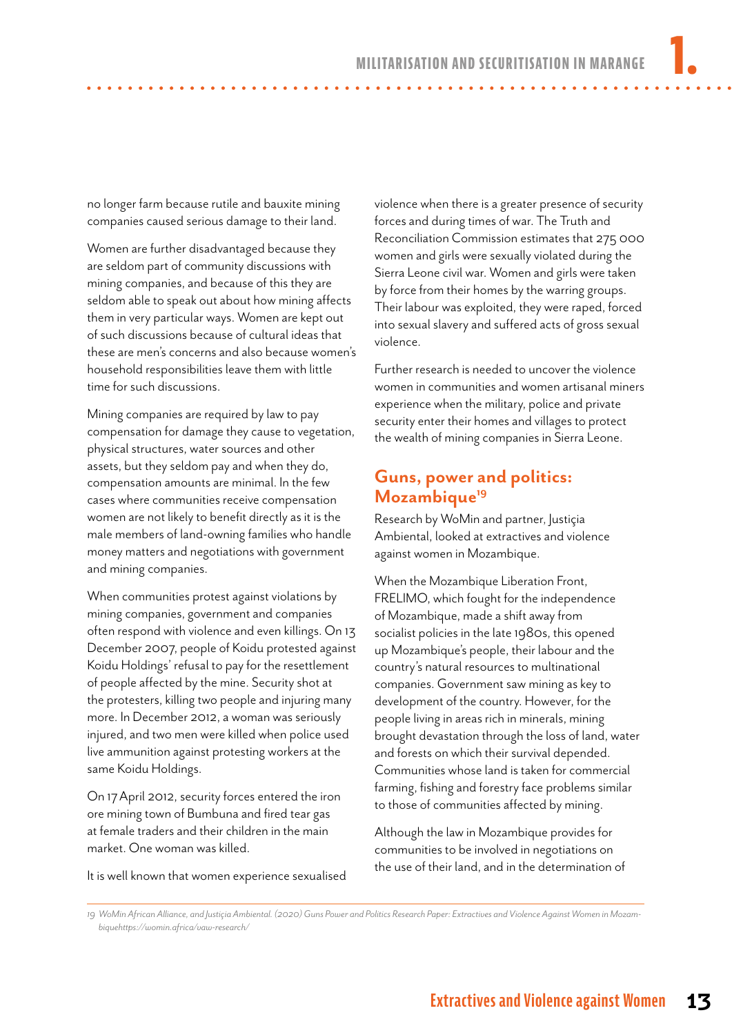no longer farm because rutile and bauxite mining companies caused serious damage to their land.

Women are further disadvantaged because they are seldom part of community discussions with mining companies, and because of this they are seldom able to speak out about how mining affects them in very particular ways. Women are kept out of such discussions because of cultural ideas that these are men's concerns and also because women's household responsibilities leave them with little time for such discussions.

Mining companies are required by law to pay compensation for damage they cause to vegetation, physical structures, water sources and other assets, but they seldom pay and when they do, compensation amounts are minimal. In the few cases where communities receive compensation women are not likely to benefit directly as it is the male members of land-owning families who handle money matters and negotiations with government and mining companies.

When communities protest against violations by mining companies, government and companies often respond with violence and even killings. On 13 December 2007, people of Koidu protested against Koidu Holdings' refusal to pay for the resettlement of people affected by the mine. Security shot at the protesters, killing two people and injuring many more. In December 2012, a woman was seriously injured, and two men were killed when police used live ammunition against protesting workers at the same Koidu Holdings.

On 17 April 2012, security forces entered the iron ore mining town of Bumbuna and fired tear gas at female traders and their children in the main market. One woman was killed.

It is well known that women experience sexualised violence when there is a greater presence of security forces and during times of war. The Truth and Reconciliation Commission estimates that 275 000 women and girls were sexually violated during the Sierra Leone civil war. Women and girls were taken by force from their homes by the warring groups. Their labour was exploited, they were raped, forced into sexual slavery and suffered acts of gross sexual violence.

Further research is needed to uncover the violence women in communities and women artisanal miners experience when the military, police and private security enter their homes and villages to protect the wealth of mining companies in Sierra Leone.

## Guns, power and politics: Mozambique[19]

Research by WoMin and partner, Justiçia Ambiental, looked at extractives and violence against women in Mozambique.

When the Mozambique Liberation Front, FRELIMO, which fought for the independence of Mozambique, made a shift away from socialist policies in the late 1980s, this opened up Mozambique's people, their labour and the country's natural resources to multinational companies. Government saw mining as key to development of the country. However, for the people living in areas rich in minerals, mining brought devastation through the loss of land, water and forests on which their survival depended. Communities whose land is taken for commercial farming, fishing and forestry face problems similar to those of communities affected by mining.

Although the law in Mozambique provides for communities to be involved in negotiations on the use of their land, and in the determination of

---

19 *WoMin African Alliance, and Justiçia Ambiental. (2020) Guns Power and Politics Research Paper: Extractives and Violence Against Women in Mozambiquehttps://womin.africa/vaw-research/*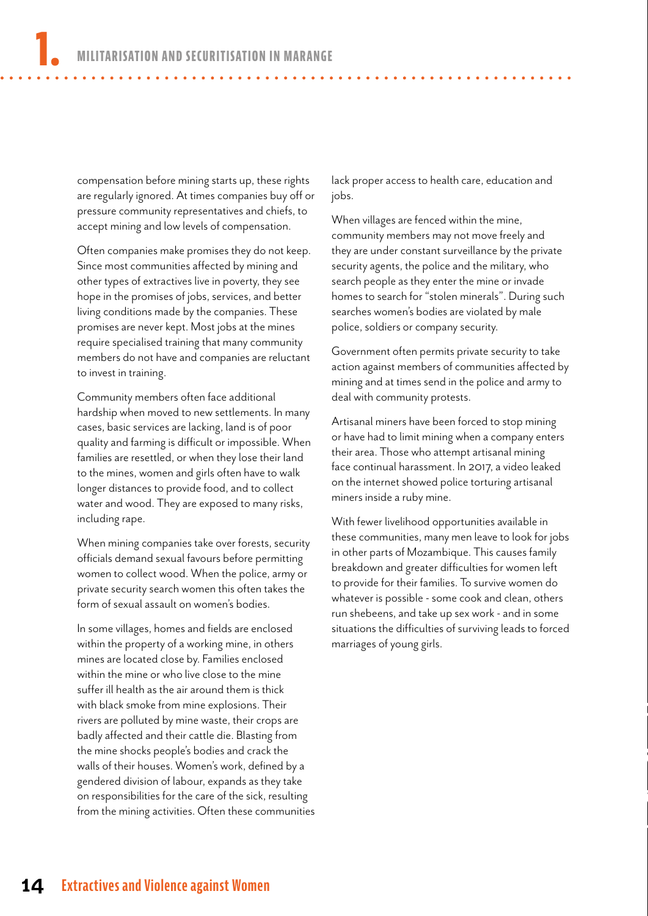compensation before mining starts up, these rights are regularly ignored. At times companies buy off or pressure community representatives and chiefs, to accept mining and low levels of compensation.

Often companies make promises they do not keep. Since most communities affected by mining and other types of extractives live in poverty, they see hope in the promises of jobs, services, and better living conditions made by the companies. These promises are never kept. Most jobs at the mines require specialised training that many community members do not have and companies are reluctant to invest in training.

Community members often face additional hardship when moved to new settlements. In many cases, basic services are lacking, land is of poor quality and farming is difficult or impossible. When families are resettled, or when they lose their land to the mines, women and girls often have to walk longer distances to provide food, and to collect water and wood. They are exposed to many risks, including rape.

When mining companies take over forests, security officials demand sexual favours before permitting women to collect wood. When the police, army or private security search women this often takes the form of sexual assault on women's bodies.

In some villages, homes and fields are enclosed within the property of a working mine, in others mines are located close by. Families enclosed within the mine or who live close to the mine suffer ill health as the air around them is thick with black smoke from mine explosions. Their rivers are polluted by mine waste, their crops are badly affected and their cattle die. Blasting from the mine shocks people's bodies and crack the walls of their houses. Women's work, defined by a gendered division of labour, expands as they take on responsibilities for the care of the sick, resulting from the mining activities. Often these communities lack proper access to health care, education and jobs.

When villages are fenced within the mine, community members may not move freely and they are under constant surveillance by the private security agents, the police and the military, who search people as they enter the mine or invade homes to search for "stolen minerals". During such searches women's bodies are violated by male police, soldiers or company security.

Government often permits private security to take action against members of communities affected by mining and at times send in the police and army to deal with community protests.

Artisanal miners have been forced to stop mining or have had to limit mining when a company enters their area. Those who attempt artisanal mining face continual harassment. In 2017, a video leaked on the internet showed police torturing artisanal miners inside a ruby mine.

With fewer livelihood opportunities available in these communities, many men leave to look for jobs in other parts of Mozambique. This causes family breakdown and greater difficulties for women left to provide for their families. To survive women do whatever is possible - some cook and clean, others run shebeens, and take up sex work - and in some situations the difficulties of surviving leads to forced marriages of young girls.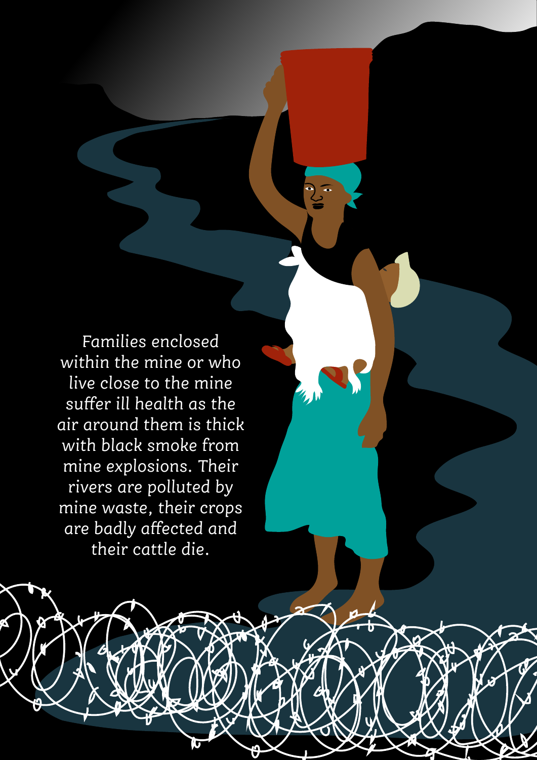*Families enclosed within the mine or who live close to the mine suffer ill health as the air around them is thick with black smoke from mine explosions. Their rivers are polluted by mine waste, their crops are badly affected and their cattle die.*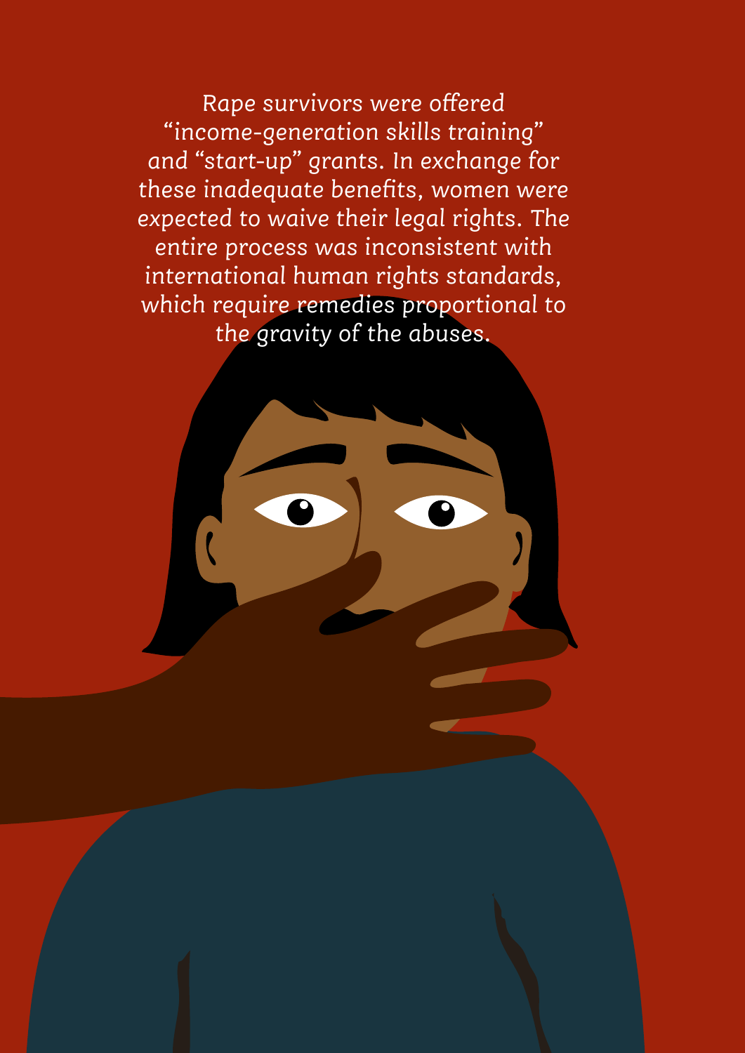*Rape survivors were offered "income-generation skills training" and "start-up" grants. In exchange for these inadequate benefits, women were expected to waive their legal rights. The entire process was inconsistent with international human rights standards, which require remedies proportional to the gravity of the abuses.*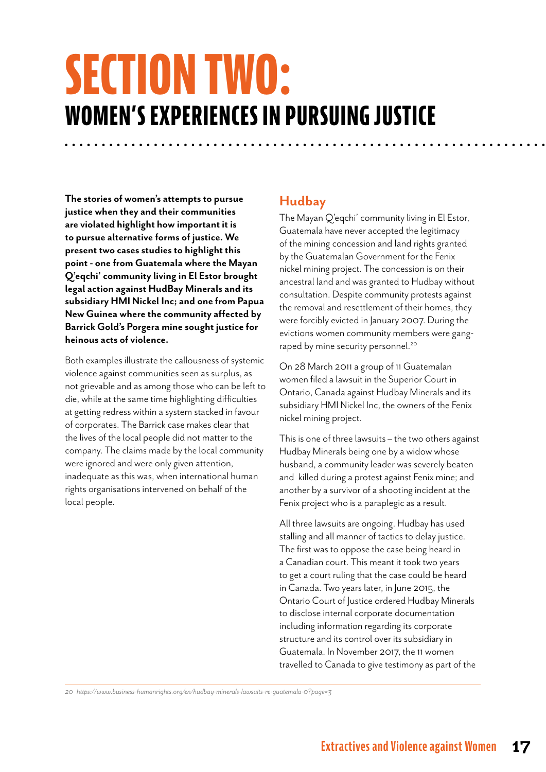# SECTION TWO:
## WOMEN'S EXPERIENCES IN PURSUING JUSTICE

**The stories of women's attempts to pursue justice when they and their communities are violated highlight how important it is to pursue alternative forms of justice. We present two cases studies to highlight this point - one from Guatemala where the Mayan Q'eqchi' community living in El Estor brought legal action against HudBay Minerals and its subsidiary HMI Nickel Inc; and one from Papua New Guinea where the community affected by Barrick Gold's Porgera mine sought justice for heinous acts of violence.**

Both examples illustrate the callousness of systemic violence against communities seen as surplus, as not grievable and as among those who can be left to die, while at the same time highlighting difficulties at getting redress within a system stacked in favour of corporates. The Barrick case makes clear that the lives of the local people did not matter to the company. The claims made by the local community were ignored and were only given attention, inadequate as this was, when international human rights organisations intervened on behalf of the local people.

### Hudbay

The Mayan Q'eqchi' community living in El Estor, Guatemala have never accepted the legitimacy of the mining concession and land rights granted by the Guatemalan Government for the Fenix nickel mining project. The concession is on their ancestral land and was granted to Hudbay without consultation. Despite community protests against the removal and resettlement of their homes, they were forcibly evicted in January 2007. During the evictions women community members were gang-raped by mine security personnel.[20]

On 28 March 2011 a group of 11 Guatemalan women filed a lawsuit in the Superior Court in Ontario, Canada against Hudbay Minerals and its subsidiary HMI Nickel Inc, the owners of the Fenix nickel mining project.

This is one of three lawsuits – the two others against Hudbay Minerals being one by a widow whose husband, a community leader was severely beaten and killed during a protest against Fenix mine; and another by a survivor of a shooting incident at the Fenix project who is a paraplegic as a result.

All three lawsuits are ongoing. Hudbay has used stalling and all manner of tactics to delay justice. The first was to oppose the case being heard in a Canadian court. This meant it took two years to get a court ruling that the case could be heard in Canada. Two years later, in June 2015, the Ontario Court of Justice ordered Hudbay Minerals to disclose internal corporate documentation including information regarding its corporate structure and its control over its subsidiary in Guatemala. In November 2017, the 11 women travelled to Canada to give testimony as part of the

20 https://www.business-humanrights.org/en/hudbay-minerals-lawsuits-re-guatemala-0?page=3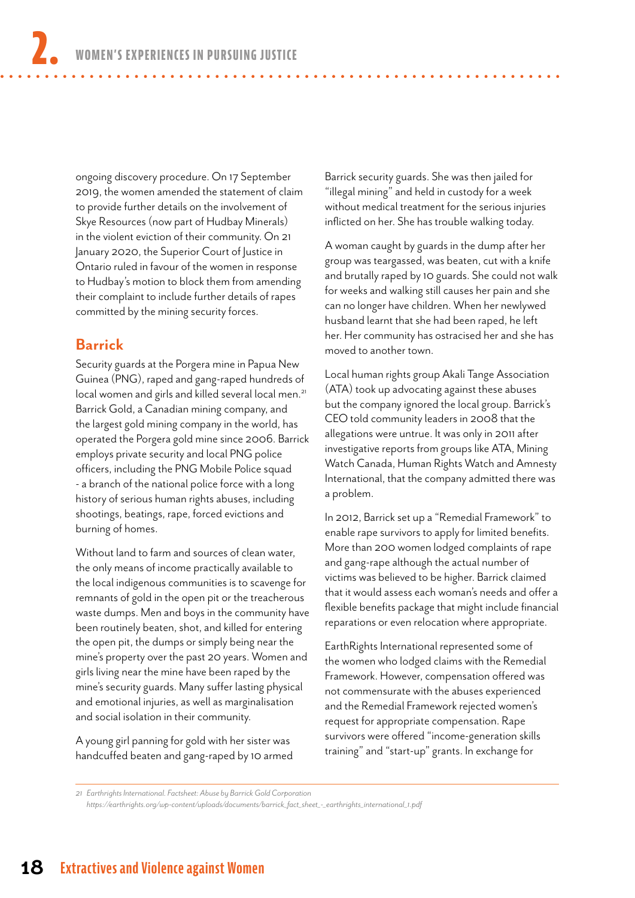ongoing discovery procedure. On 17 September 2019, the women amended the statement of claim to provide further details on the involvement of Skye Resources (now part of Hudbay Minerals) in the violent eviction of their community. On 21 January 2020, the Superior Court of Justice in Ontario ruled in favour of the women in response to Hudbay's motion to block them from amending their complaint to include further details of rapes committed by the mining security forces.

## Barrick

Security guards at the Porgera mine in Papua New Guinea (PNG), raped and gang-raped hundreds of local women and girls and killed several local men.[21] Barrick Gold, a Canadian mining company, and the largest gold mining company in the world, has operated the Porgera gold mine since 2006. Barrick employs private security and local PNG police officers, including the PNG Mobile Police squad - a branch of the national police force with a long history of serious human rights abuses, including shootings, beatings, rape, forced evictions and burning of homes.

Without land to farm and sources of clean water, the only means of income practically available to the local indigenous communities is to scavenge for remnants of gold in the open pit or the treacherous waste dumps. Men and boys in the community have been routinely beaten, shot, and killed for entering the open pit, the dumps or simply being near the mine's property over the past 20 years. Women and girls living near the mine have been raped by the mine's security guards. Many suffer lasting physical and emotional injuries, as well as marginalisation and social isolation in their community.

A young girl panning for gold with her sister was handcuffed beaten and gang-raped by 10 armed Barrick security guards. She was then jailed for "illegal mining" and held in custody for a week without medical treatment for the serious injuries inflicted on her. She has trouble walking today.

A woman caught by guards in the dump after her group was teargassed, was beaten, cut with a knife and brutally raped by 10 guards. She could not walk for weeks and walking still causes her pain and she can no longer have children. When her newlywed husband learnt that she had been raped, he left her. Her community has ostracised her and she has moved to another town.

Local human rights group Akali Tange Association (ATA) took up advocating against these abuses but the company ignored the local group. Barrick's CEO told community leaders in 2008 that the allegations were untrue. It was only in 2011 after investigative reports from groups like ATA, Mining Watch Canada, Human Rights Watch and Amnesty International, that the company admitted there was a problem.

In 2012, Barrick set up a "Remedial Framework" to enable rape survivors to apply for limited benefits. More than 200 women lodged complaints of rape and gang-rape although the actual number of victims was believed to be higher. Barrick claimed that it would assess each woman's needs and offer a flexible benefits package that might include financial reparations or even relocation where appropriate.

EarthRights International represented some of the women who lodged claims with the Remedial Framework. However, compensation offered was not commensurate with the abuses experienced and the Remedial Framework rejected women's request for appropriate compensation. Rape survivors were offered "income-generation skills training" and "start-up" grants. In exchange for

---

21 *Earthrights International. Factsheet: Abuse by Barrick Gold Corporation https://earthrights.org/wp-content/uploads/documents/barrick_fact_sheet_-_earthrights_international_1.pdf*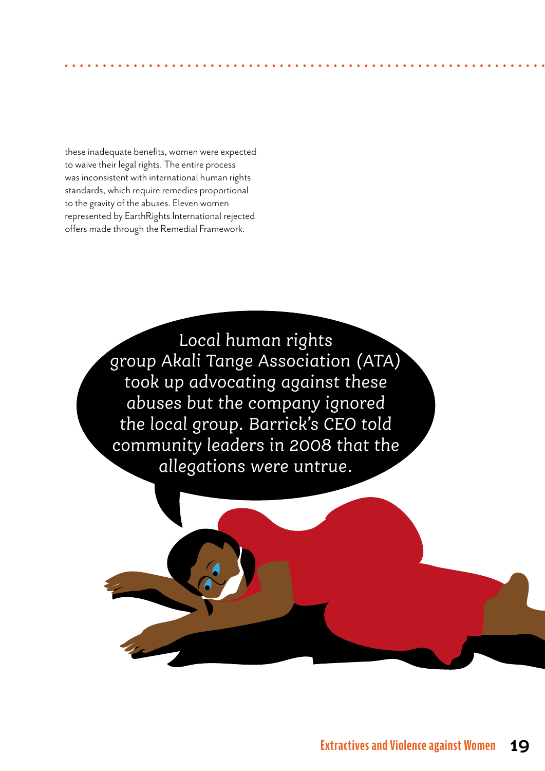these inadequate benefits, women were expected to waive their legal rights. The entire process was inconsistent with international human rights standards, which require remedies proportional to the gravity of the abuses. Eleven women represented by EarthRights International rejected offers made through the Remedial Framework.

*Local human rights group Akali Tange Association (ATA) took up advocating against these abuses but the company ignored the local group. Barrick's CEO told community leaders in 2008 that the allegations were untrue.*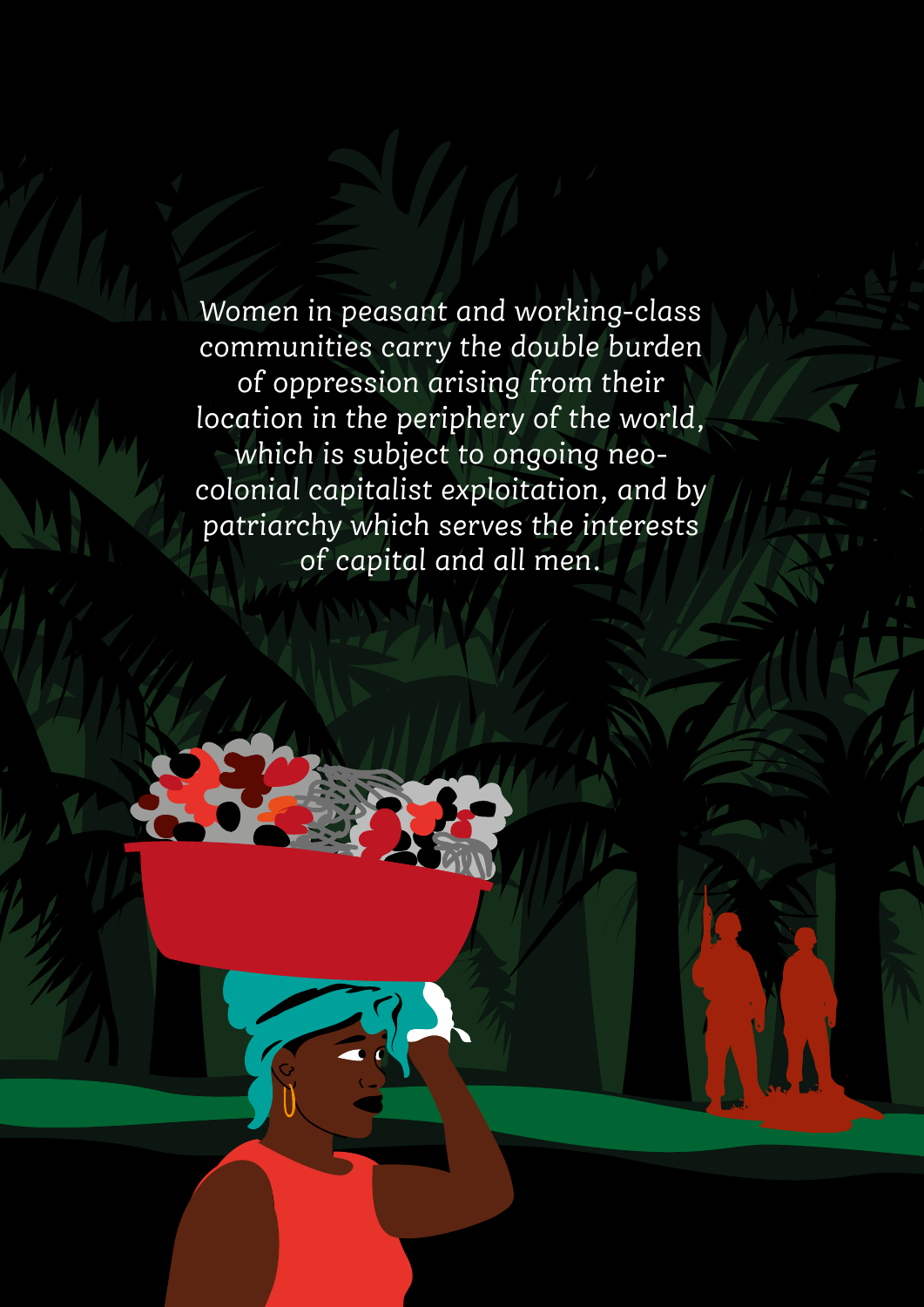*Women in peasant and working-class communities carry the double burden of oppression arising from their location in the periphery of the world, which is subject to ongoing neo-colonial capitalist exploitation, and by patriarchy which serves the interests of capital and all men.*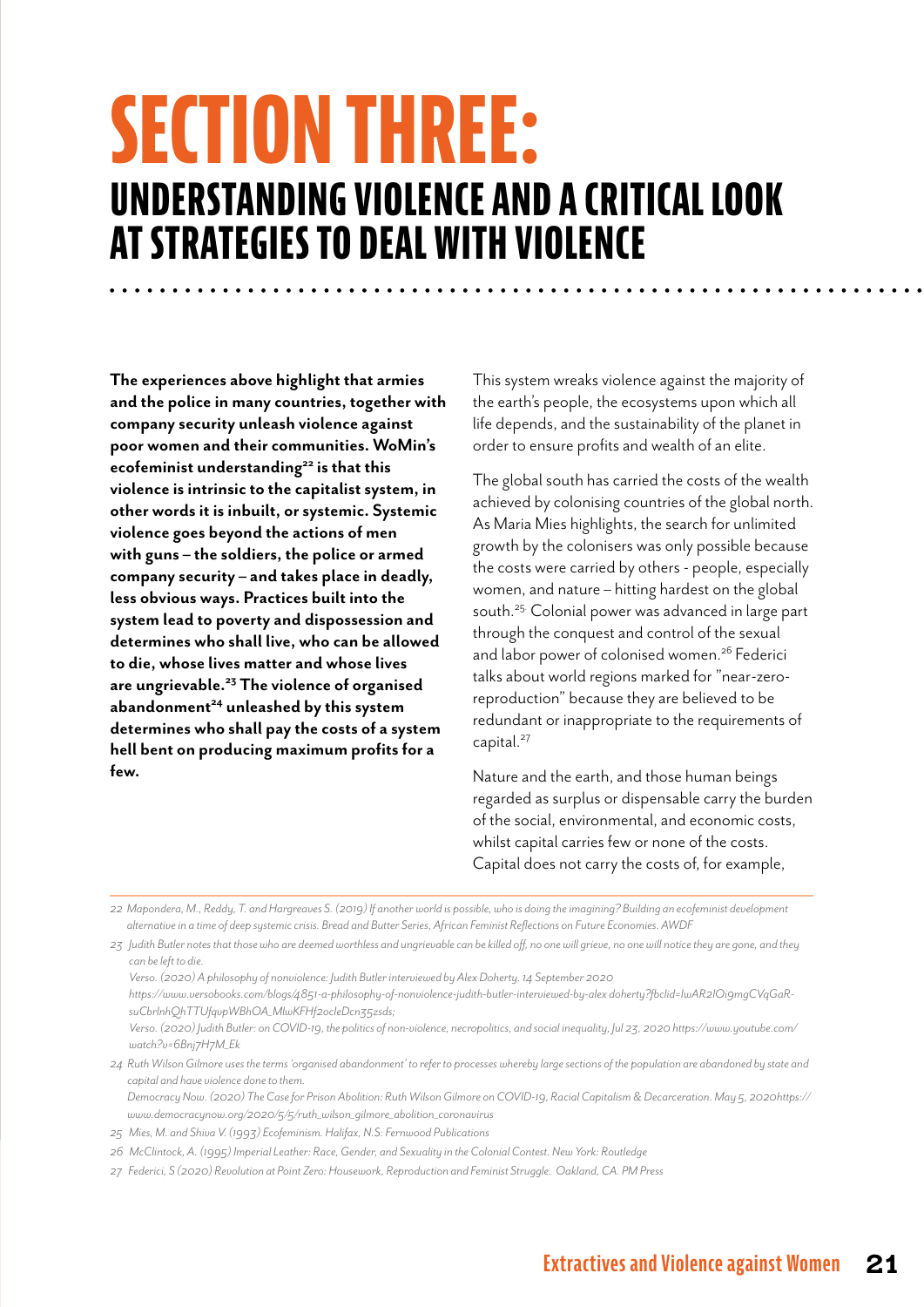# SECTION THREE:

## UNDERSTANDING VIOLENCE AND A CRITICAL LOOK AT STRATEGIES TO DEAL WITH VIOLENCE

**The experiences above highlight that armies and the police in many countries, together with company security unleash violence against poor women and their communities. WoMin's ecofeminist understanding[22] is that this violence is intrinsic to the capitalist system, in other words it is inbuilt, or systemic. Systemic violence goes beyond the actions of men with guns – the soldiers, the police or armed company security – and takes place in deadly, less obvious ways. Practices built into the system lead to poverty and dispossession and determines who shall live, who can be allowed to die, whose lives matter and whose lives are ungrievable.[23] The violence of organised abandonment[24] unleashed by this system determines who shall pay the costs of a system hell bent on producing maximum profits for a few.**

This system wreaks violence against the majority of the earth's people, the ecosystems upon which all life depends, and the sustainability of the planet in order to ensure profits and wealth of an elite.

The global south has carried the costs of the wealth achieved by colonising countries of the global north. As Maria Mies highlights, the search for unlimited growth by the colonisers was only possible because the costs were carried by others - people, especially women, and nature – hitting hardest on the global south.[25] Colonial power was advanced in large part through the conquest and control of the sexual and labor power of colonised women.[26] Federici talks about world regions marked for "near-zero-reproduction" because they are believed to be redundant or inappropriate to the requirements of capital.[27]

Nature and the earth, and those human beings regarded as surplus or dispensable carry the burden of the social, environmental, and economic costs, whilst capital carries few or none of the costs. Capital does not carry the costs of, for example,

---

*22 Mapondera, M., Reddy, T. and Hargreaves S. (2019) If another world is possible, who is doing the imagining? Building an ecofeminist development alternative in a time of deep systemic crisis. Bread and Butter Series, African Feminist Reflections on Future Economies. AWDF*

*23 Judith Butler notes that those who are deemed worthless and ungrievable can be killed off, no one will grieve, no one will notice they are gone, and they can be left to die.*
*Verso. (2020) A philosophy of nonviolence: Judith Butler interviewed by Alex Doherty. 14 September 2020 https://www.versobooks.com/blogs/4851-a-philosophy-of-nonviolence-judith-butler-interviewed-by-alex doherty?fbclid=IwAR2IOi9mgCVqGaR-suCbrlnhQhTTUfqvpWBhOA_MlwKFHf2ocleDcn35zsds;*
*Verso. (2020) Judith Butler: on COVID-19, the politics of non-violence, necropolitics, and social inequality, Jul 23, 2020 https://www.youtube.com/watch?v=6Bnj7H7M_Ek*

*24 Ruth Wilson Gilmore uses the terms 'organised abandonment' to refer to processes whereby large sections of the population are abandoned by state and capital and have violence done to them.*
*Democracy Now. (2020) The Case for Prison Abolition: Ruth Wilson Gilmore on COVID-19, Racial Capitalism & Decarceration. May 5, 2020https://www.democracynow.org/2020/5/5/ruth_wilson_gilmore_abolition_coronavirus*

*25 Mies, M. and Shiva V. (1993) Ecofeminism. Halifax, N.S: Fernwood Publications*

*26 McClintock, A. (1995) Imperial Leather: Race, Gender, and Sexuality in the Colonial Contest. New York: Routledge*

*27 Federici, S (2020) Revolution at Point Zero: Housework, Reproduction and Feminist Struggle. Oakland, CA. PM Press*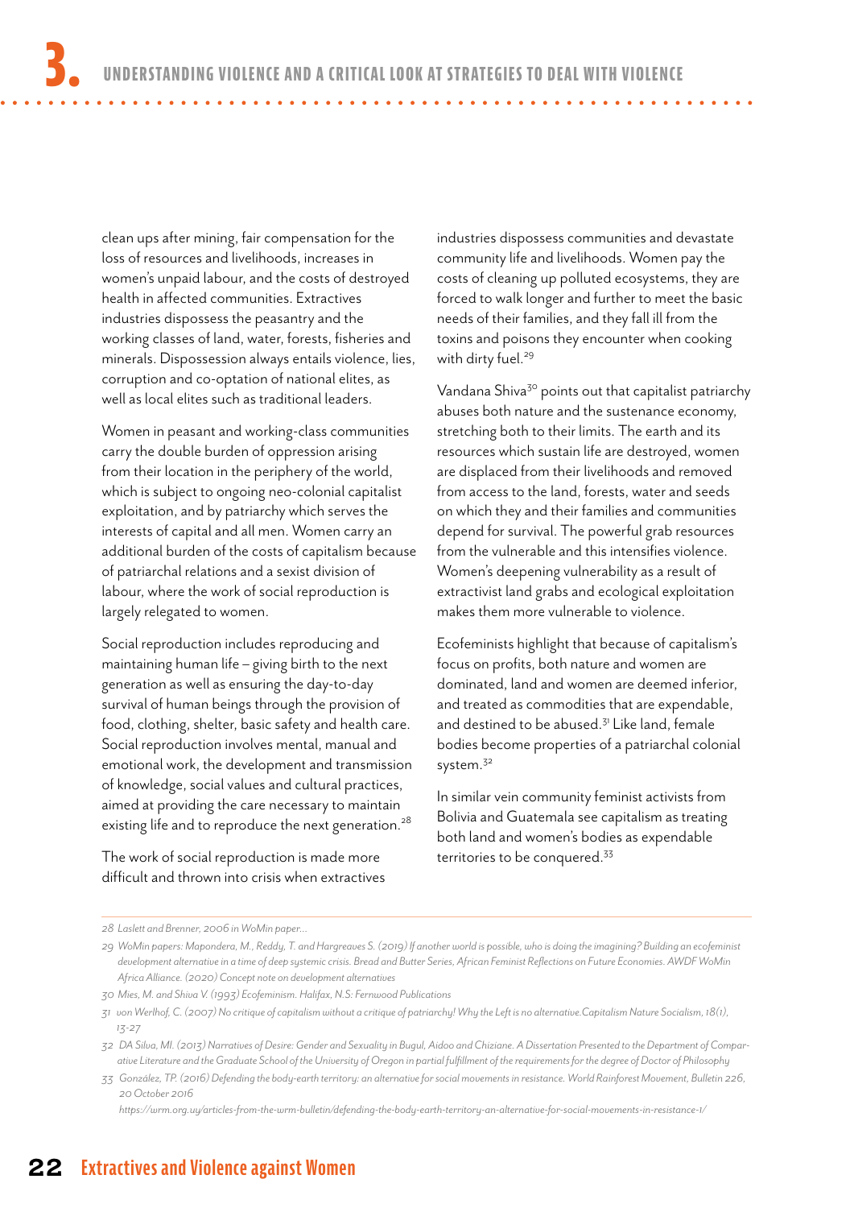clean ups after mining, fair compensation for the loss of resources and livelihoods, increases in women's unpaid labour, and the costs of destroyed health in affected communities. Extractive industries dispossess the peasantry and the working classes of land, water, forests, fisheries and minerals. Dispossession always entails violence, lies, corruption and co-optation of national elites, as well as local elites such as traditional leaders.

Women in peasant and working-class communities carry the double burden of oppression arising from their location in the periphery of the world, which is subject to ongoing neo-colonial capitalist exploitation, and by patriarchy which serves the interests of capital and all men. Women carry an additional burden of the costs of capitalism because of patriarchal relations and a sexist division of labour, where the work of social reproduction is largely relegated to women.

Social reproduction includes reproducing and maintaining human life – giving birth to the next generation as well as ensuring the day-to-day survival of human beings through the provision of food, clothing, shelter, basic safety and health care. Social reproduction involves mental, manual and emotional work, the development and transmission of knowledge, social values and cultural practices, aimed at providing the care necessary to maintain existing life and to reproduce the next generation.[28]

The work of social reproduction is made more difficult and thrown into crisis when extractives industries dispossess communities and devastate community life and livelihoods. Women pay the costs of cleaning up polluted ecosystems, they are forced to walk longer and further to meet the basic needs of their families, and they fall ill from the toxins and poisons they encounter when cooking with dirty fuel.[29]

Vandana Shiva[30] points out that capitalist patriarchy abuses both nature and the sustenance economy, stretching both to their limits. The earth and its resources which sustain life are destroyed, women are displaced from their livelihoods and removed from access to the land, forests, water and seeds on which they and their families and communities depend for survival. The powerful grab resources from the vulnerable and this intensifies violence. Women's deepening vulnerability as a result of extractivist land grabs and ecological exploitation makes them more vulnerable to violence.

Ecofeminists highlight that because of capitalism's focus on profits, both nature and women are dominated, land and women are deemed inferior, and treated as commodities that are expendable, and destined to be abused.[31] Like land, female bodies become properties of a patriarchal colonial system.[32]

In similar vein community feminist activists from Bolivia and Guatemala see capitalism as treating both land and women's bodies as expendable territories to be conquered.[33]

---

*28 Laslett and Brenner, 2006 in WoMin paper...*

*29 WoMin papers: Mapondera, M., Reddy, T. and Hargreaves S. (2019) If another world is possible, who is doing the imagining? Building an ecofeminist development alternative in a time of deep systemic crisis. Bread and Butter Series, African Feminist Reflections on Future Economies. AWDF WoMin Africa Alliance. (2020) Concept note on development alternatives*

*30 Mies, M. and Shiva V. (1993) Ecofeminism. Halifax, N.S: Fernwood Publications*

*31 von Werlhof, C. (2007) No critique of capitalism without a critique of patriarchy! Why the Left is no alternative.Capitalism Nature Socialism, 18(1), 13-27*

*32 DA Silva, MI. (2013) Narratives of Desire: Gender and Sexuality in Bugul, Aidoo and Chiziane. A Dissertation Presented to the Department of Comparative Literature and the Graduate School of the University of Oregon in partial fulfillment of the requirements for the degree of Doctor of Philosophy*

*33 González, TP. (2016) Defending the body-earth territory: an alternative for social movements in resistance. World Rainforest Movement, Bulletin 226, 20 October 2016 https://wrm.org.uy/articles-from-the-wrm-bulletin/defending-the-body-earth-territory-an-alternative-for-social-movements-in-resistance-1/*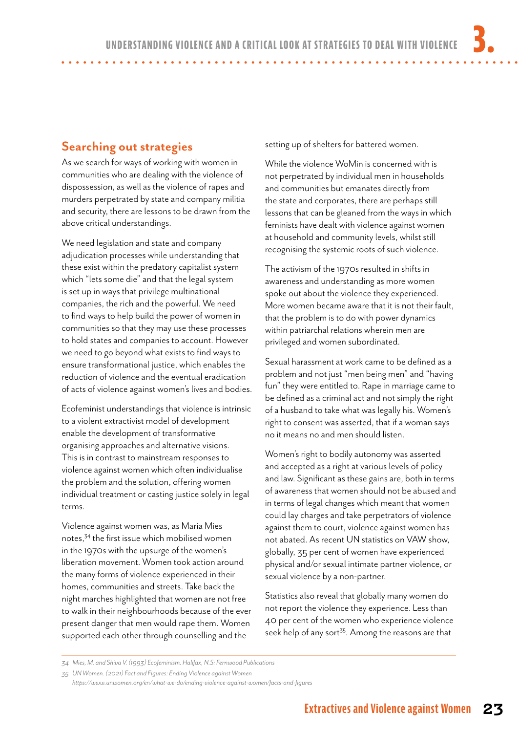## Searching out strategies

As we search for ways of working with women in communities who are dealing with the violence of dispossession, as well as the violence of rapes and murders perpetrated by state and company militia and security, there are lessons to be drawn from the above critical understandings.

We need legislation and state and company adjudication processes while understanding that these exist within the predatory capitalist system which "lets some die" and that the legal system is set up in ways that privilege multinational companies, the rich and the powerful. We need to find ways to help build the power of women in communities so that they may use these processes to hold states and companies to account. However we need to go beyond what exists to find ways to ensure transformational justice, which enables the reduction of violence and the eventual eradication of acts of violence against women's lives and bodies.

Ecofeminist understandings that violence is intrinsic to a violent extractivist model of development enable the development of transformative organising approaches and alternative visions. This is in contrast to mainstream responses to violence against women which often individualise the problem and the solution, offering women individual treatment or casting justice solely in legal terms.

Violence against women was, as Maria Mies notes,[34] the first issue which mobilised women in the 1970s with the upsurge of the women's liberation movement. Women took action around the many forms of violence experienced in their homes, communities and streets. Take back the night marches highlighted that women are not free to walk in their neighbourhoods because of the ever present danger that men would rape them. Women supported each other through counselling and the setting up of shelters for battered women.

While the violence WoMin is concerned with is not perpetrated by individual men in households and communities but emanates directly from the state and corporates, there are perhaps still lessons that can be gleaned from the ways in which feminists have dealt with violence against women at household and community levels, whilst still recognising the systemic roots of such violence.

The activism of the 1970s resulted in shifts in awareness and understanding as more women spoke out about the violence they experienced. More women became aware that it is not their fault, that the problem is to do with power dynamics within patriarchal relations wherein men are privileged and women subordinated.

Sexual harassment at work came to be defined as a problem and not just "men being men" and "having fun" they were entitled to. Rape in marriage came to be defined as a criminal act and not simply the right of a husband to take what was legally his. Women's right to consent was asserted, that if a woman says no it means no and men should listen.

Women's right to bodily autonomy was asserted and accepted as a right at various levels of policy and law. Significant as these gains are, both in terms of awareness that women should not be abused and in terms of legal changes which meant that women could lay charges and take perpetrators of violence against them to court, violence against women has not abated. As recent UN statistics on VAW show, globally, 35 per cent of women have experienced physical and/or sexual intimate partner violence, or sexual violence by a non-partner.

Statistics also reveal that globally many women do not report the violence they experience. Less than 40 per cent of the women who experience violence seek help of any sort[35]. Among the reasons are that

---

*34 Mies, M. and Shiva V. (1993) Ecofeminism. Halifax, N.S: Fernwood Publications*

*35 UN Women. (2021) Fact and Figures: Ending Violence against Women https://www.unwomen.org/en/what-we-do/ending-violence-against-women/facts-and-figures*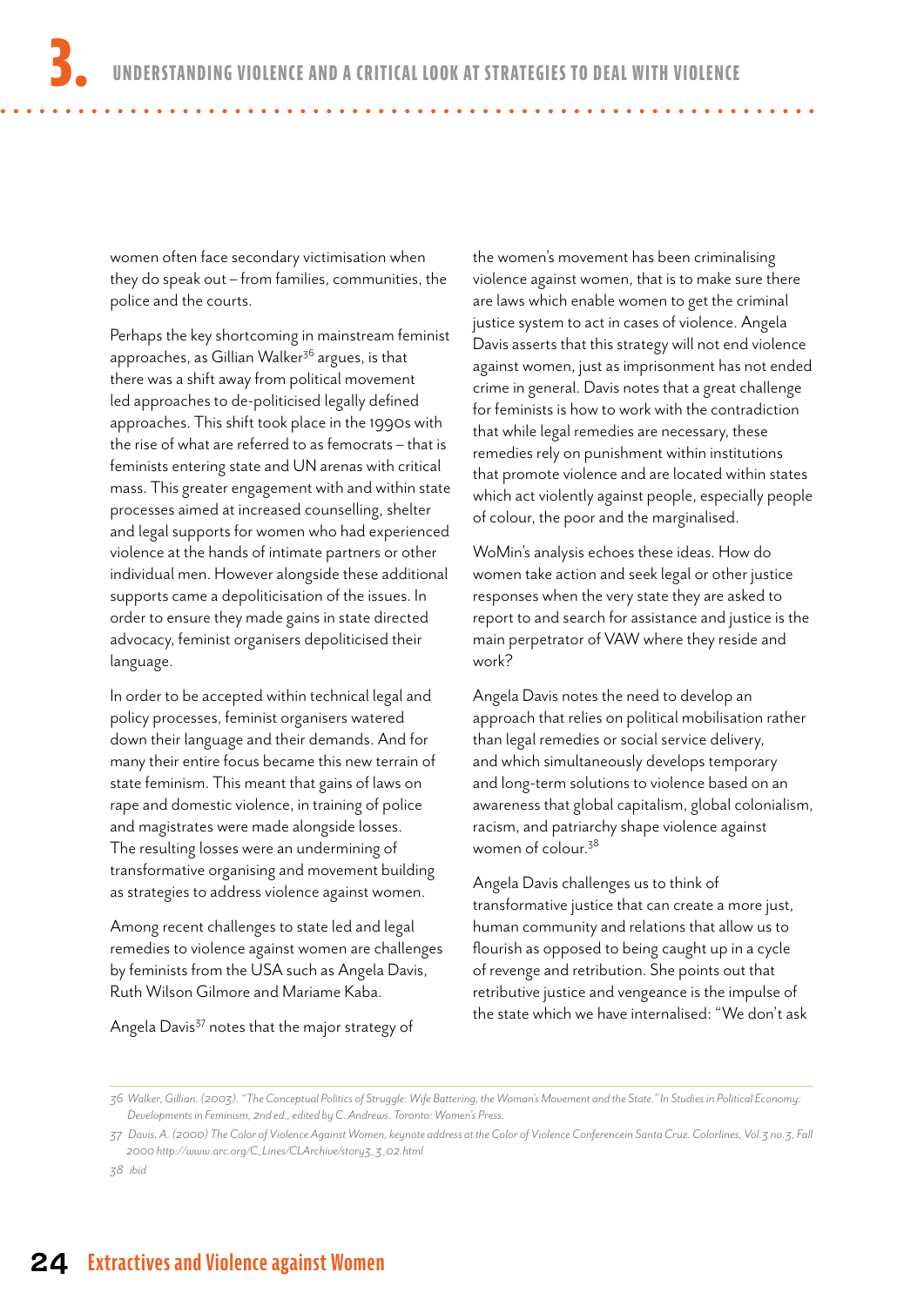women often face secondary victimisation when they do speak out – from families, communities, the police and the courts.

Perhaps the key shortcoming in mainstream feminist approaches, as Gillian Walker[36] argues, is that there was a shift away from political movement led approaches to de-politicised legally defined approaches. This shift took place in the 1990s with the rise of what are referred to as femocrats – that is feminists entering state and UN arenas with critical mass. This greater engagement with and within state processes aimed at increased counselling, shelter and legal supports for women who had experienced violence at the hands of intimate partners or other individual men. However alongside these additional supports came a depoliticisation of the issues. In order to ensure they made gains in state directed advocacy, feminist organisers depoliticised their language.

In order to be accepted within technical legal and policy processes, feminist organisers watered down their language and their demands. And for many their entire focus became this new terrain of state feminism. This meant that gains of laws on rape and domestic violence, in training of police and magistrates were made alongside losses. The resulting losses were an undermining of transformative organising and movement building as strategies to address violence against women.

Among recent challenges to state led and legal remedies to violence against women are challenges by feminists from the USA such as Angela Davis, Ruth Wilson Gilmore and Mariame Kaba.

Angela Davis[37] notes that the major strategy of the women's movement has been criminalising violence against women, that is to make sure there are laws which enable women to get the criminal justice system to act in cases of violence. Angela Davis asserts that this strategy will not end violence against women, just as imprisonment has not ended crime in general. Davis notes that a great challenge for feminists is how to work with the contradiction that while legal remedies are necessary, these remedies rely on punishment within institutions that promote violence and are located within states which act violently against people, especially people of colour, the poor and the marginalised.

WoMin's analysis echoes these ideas. How do women take action and seek legal or other justice responses when the very state they are asked to report to and search for assistance and justice is the main perpetrator of VAW where they reside and work?

Angela Davis notes the need to develop an approach that relies on political mobilisation rather than legal remedies or social service delivery, and which simultaneously develops temporary and long-term solutions to violence based on an awareness that global capitalism, global colonialism, racism, and patriarchy shape violence against women of colour.[38]

Angela Davis challenges us to think of transformative justice that can create a more just, human community and relations that allow us to flourish as opposed to being caught up in a cycle of revenge and retribution. She points out that retributive justice and vengeance is the impulse of the state which we have internalised: "We don't ask

---

36 Walker, Gillian. (2003). "The Conceptual Politics of Struggle: Wife Battering, the Woman's Movement and the State." In Studies in Political Economy: Developments in Feminism, 2nd ed., edited by C. Andrews. Toronto: Women's Press.

37 Davis, A. (2000) The Color of Violence Against Women, keynote address at the Color of Violence Conferencein Santa Cruz. Colorlines, Vol.3 no.3, Fall 2000 http://www.arc.org/C_Lines/CLArchive/story3_3_02.html

38 ibid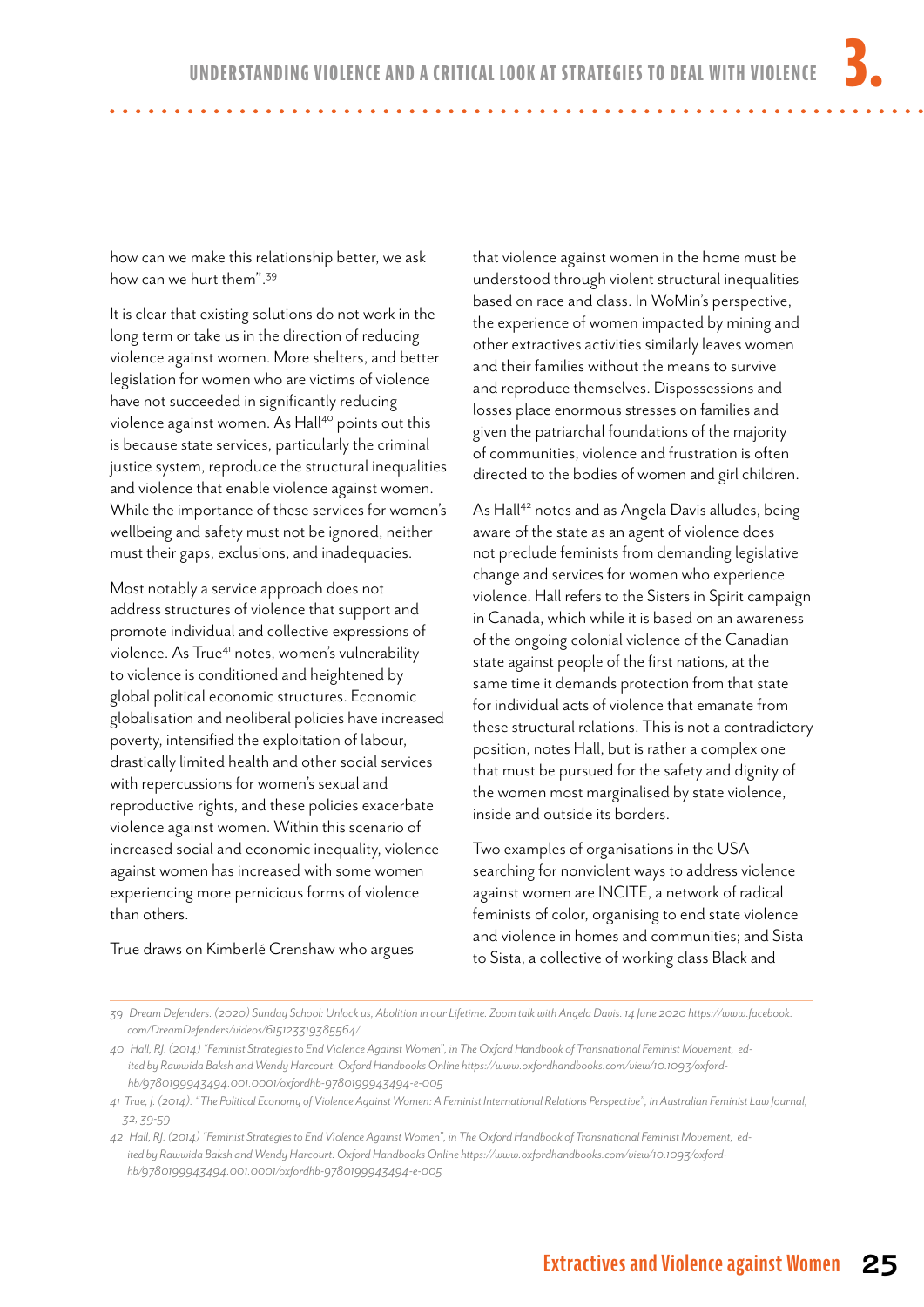how can we make this relationship better, we ask how can we hurt them".[39]

It is clear that existing solutions do not work in the long term or take us in the direction of reducing violence against women. More shelters, and better legislation for women who are victims of violence have not succeeded in significantly reducing violence against women. As Hall[40] points out this is because state services, particularly the criminal justice system, reproduce the structural inequalities and violence that enable violence against women. While the importance of these services for women's wellbeing and safety must not be ignored, neither must their gaps, exclusions, and inadequacies.

Most notably a service approach does not address structures of violence that support and promote individual and collective expressions of violence. As True[41] notes, women's vulnerability to violence is conditioned and heightened by global political economic structures. Economic globalisation and neoliberal policies have increased poverty, intensified the exploitation of labour, drastically limited health and other social services with repercussions for women's sexual and reproductive rights, and these policies exacerbate violence against women. Within this scenario of increased social and economic inequality, violence against women has increased with some women experiencing more pernicious forms of violence than others.

True draws on Kimberlé Crenshaw who argues that violence against women in the home must be understood through violent structural inequalities based on race and class. In WoMin's perspective, the experience of women impacted by mining and other extractives activities similarly leaves women and their families without the means to survive and reproduce themselves. Dispossessions and losses place enormous stresses on families and given the patriarchal foundations of the majority of communities, violence and frustration is often directed to the bodies of women and girl children.

As Hall[42] notes and as Angela Davis alludes, being aware of the state as an agent of violence does not preclude feminists from demanding legislative change and services for women who experience violence. Hall refers to the Sisters in Spirit campaign in Canada, which while it is based on an awareness of the ongoing colonial violence of the Canadian state against people of the first nations, at the same time it demands protection from that state for individual acts of violence that emanate from these structural relations. This is not a contradictory position, notes Hall, but is rather a complex one that must be pursued for the safety and dignity of the women most marginalised by state violence, inside and outside its borders.

Two examples of organisations in the USA searching for nonviolent ways to address violence against women are INCITE, a network of radical feminists of color, organising to end state violence and violence in homes and communities; and Sista to Sista, a collective of working class Black and

---

*39 Dream Defenders. (2020) Sunday School: Unlock us, Abolition in our Lifetime. Zoom talk with Angela Davis. 14 June 2020 https://www.facebook.com/DreamDefenders/videos/615123319385564/*

*40 Hall, RJ. (2014) "Feminist Strategies to End Violence Against Women", in The Oxford Handbook of Transnational Feminist Movement, edited by Rawwida Baksh and Wendy Harcourt. Oxford Handbooks Online https://www.oxfordhandbooks.com/view/10.1093/oxfordhb/9780199943494.001.0001/oxfordhb-9780199943494-e-005*

*41 True, J. (2014). "The Political Economy of Violence Against Women: A Feminist International Relations Perspective", in Australian Feminist Law Journal, 32: 39-59*

*42 Hall, RJ. (2014) "Feminist Strategies to End Violence Against Women", in The Oxford Handbook of Transnational Feminist Movement, edited by Rawwida Baksh and Wendy Harcourt. Oxford Handbooks Online https://www.oxfordhandbooks.com/view/10.1093/oxfordhb/9780199943494.001.0001/oxfordhb-9780199943494-e-005*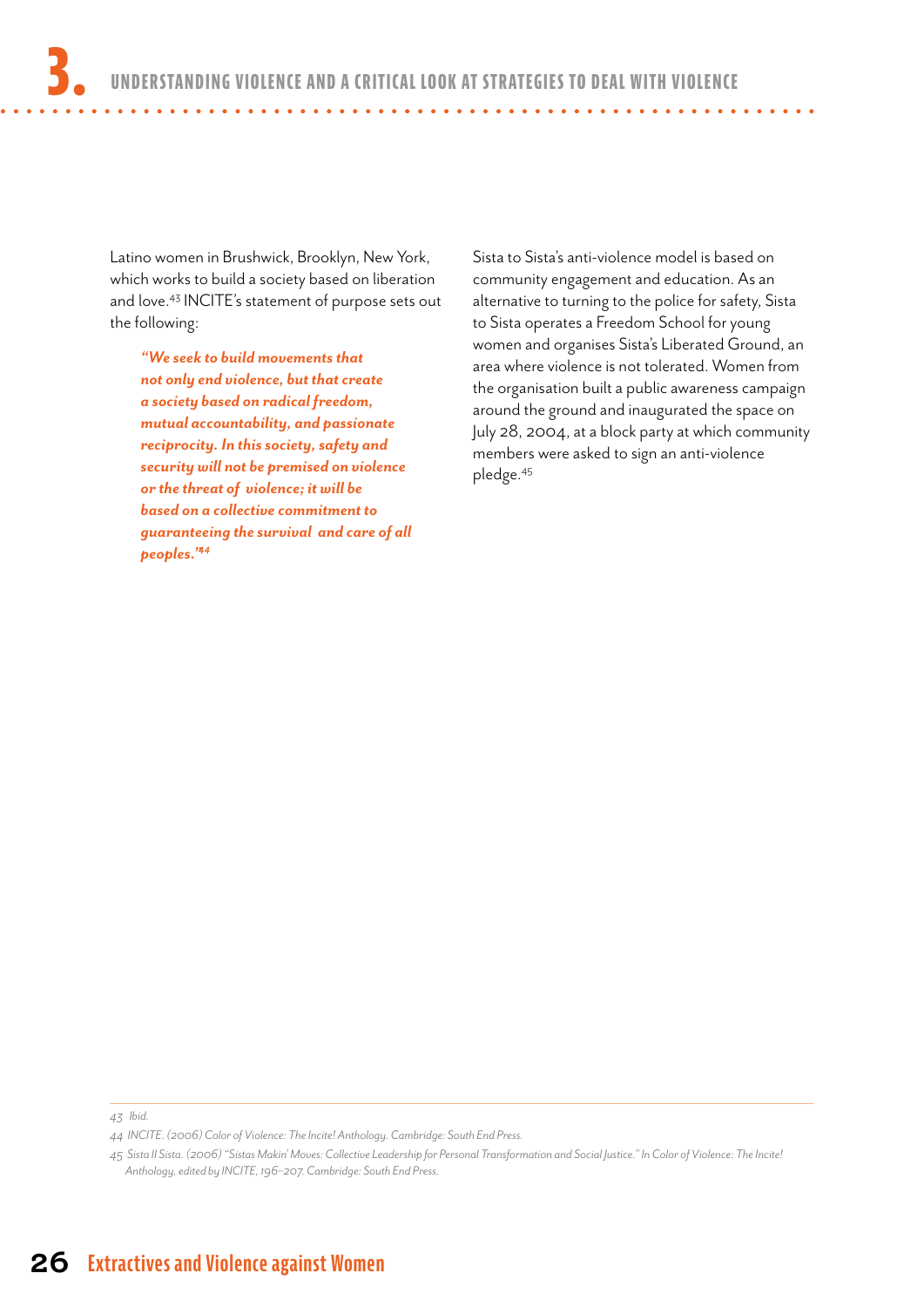Latino women in Brushwick, Brooklyn, New York, which works to build a society based on liberation and love.[43] INCITE's statement of purpose sets out the following:

> ***"We seek to build movements that not only end violence, but that create a society based on radical freedom, mutual accountability, and passionate reciprocity. In this society, safety and security will not be premised on violence or the threat of violence; it will be based on a collective commitment to guaranteeing the survival and care of all peoples."[44]***

Sista to Sista's anti-violence model is based on community engagement and education. As an alternative to turning to the police for safety, Sista to Sista operates a Freedom School for young women and organises Sista's Liberated Ground, an area where violence is not tolerated. Women from the organisation built a public awareness campaign around the ground and inaugurated the space on July 28, 2004, at a block party at which community members were asked to sign an anti-violence pledge.[45]

---

*43 Ibid.*

*44 INCITE. (2006) Color of Violence: The Incite! Anthology. Cambridge: South End Press.*

*45 Sista II Sista. (2006) "Sistas Makin' Moves: Collective Leadership for Personal Transformation and Social Justice." In Color of Violence: The Incite! Anthology, edited by INCITE, 196–207. Cambridge: South End Press.*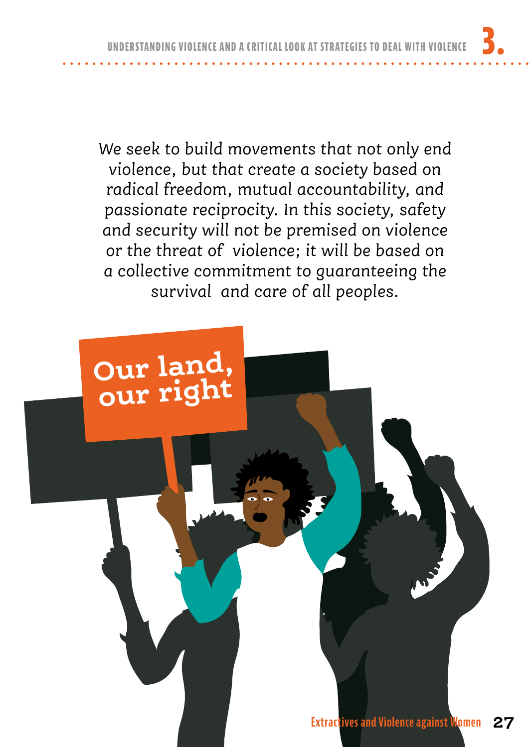*We seek to build movements that not only end violence, but that create a society based on radical freedom, mutual accountability, and passionate reciprocity. In this society, safety and security will not be premised on violence or the threat of violence; it will be based on a collective commitment to guaranteeing the survival and care of all peoples.*

Our land, our right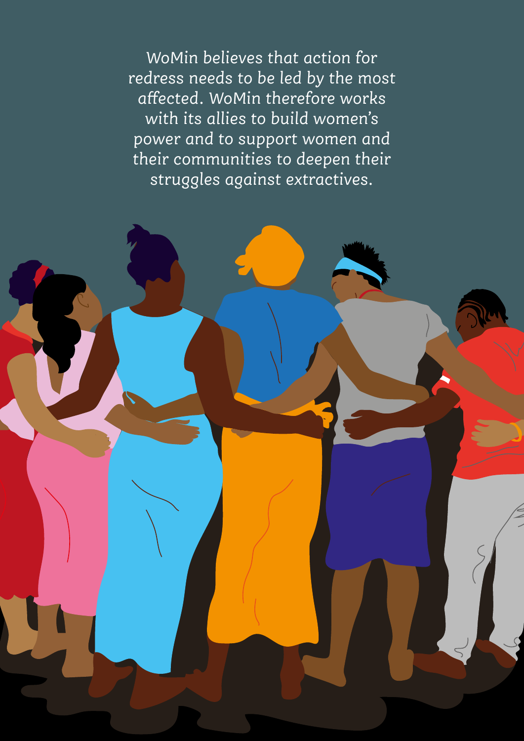*WoMin believes that action for redress needs to be led by the most affected. WoMin therefore works with its allies to build women's power and to support women and their communities to deepen their struggles against extractives.*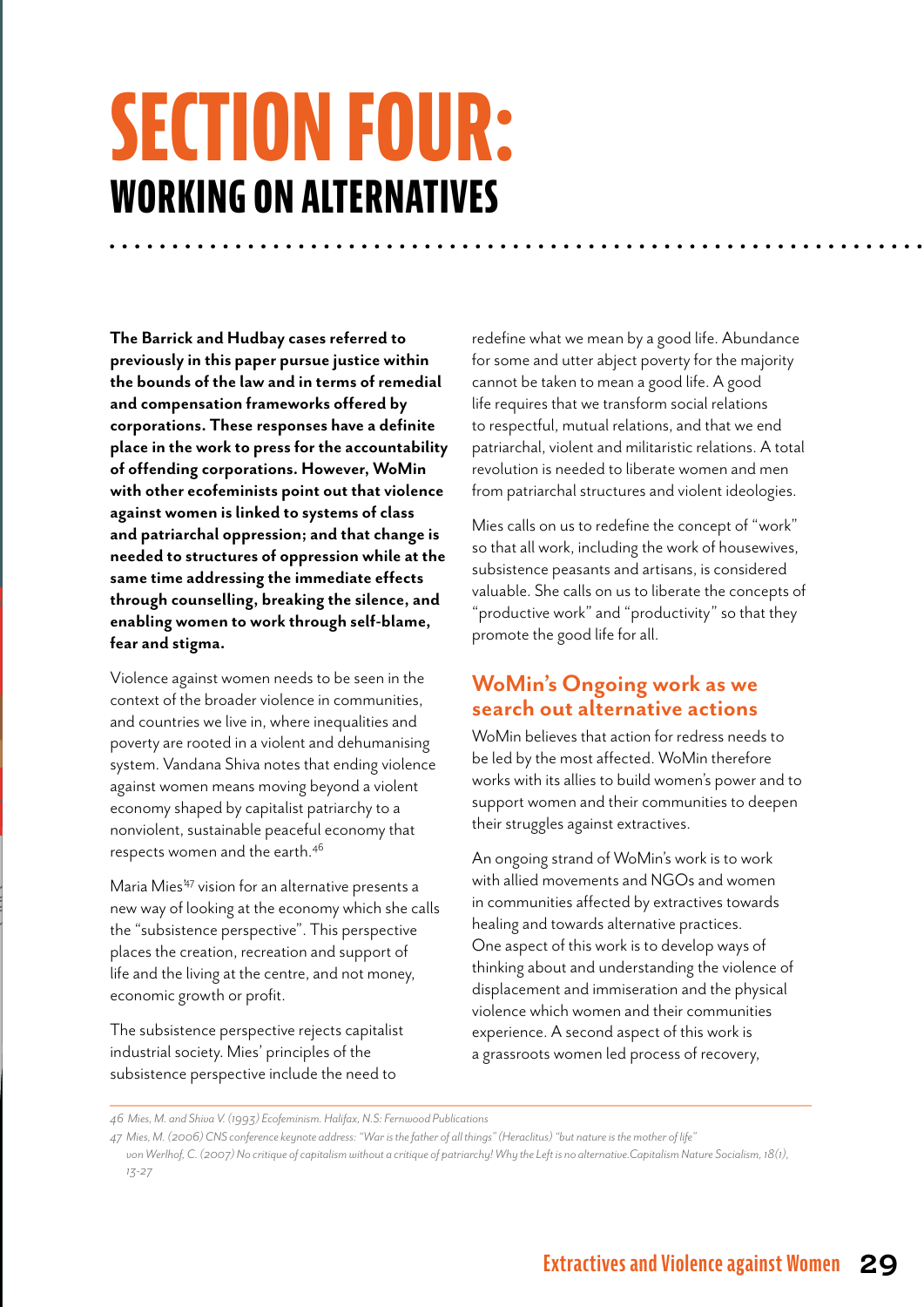# SECTION FOUR:
## WORKING ON ALTERNATIVES

**The Barrick and Hudbay cases referred to previously in this paper pursue justice within the bounds of the law and in terms of remedial and compensation frameworks offered by corporations. These responses have a definite place in the work to press for the accountability of offending corporations. However, WoMin with other ecofeminists point out that violence against women is linked to systems of class and patriarchal oppression; and that change is needed to structures of oppression while at the same time addressing the immediate effects through counselling, breaking the silence, and enabling women to work through self-blame, fear and stigma.**

Violence against women needs to be seen in the context of the broader violence in communities, and countries we live in, where inequalities and poverty are rooted in a violent and dehumanising system. Vandana Shiva notes that ending violence against women means moving beyond a violent economy shaped by capitalist patriarchy to a nonviolent, sustainable peaceful economy that respects women and the earth.[46]

Maria Mies'[47] vision for an alternative presents a new way of looking at the economy which she calls the "subsistence perspective". This perspective places the creation, recreation and support of life and the living at the centre, and not money, economic growth or profit.

The subsistence perspective rejects capitalist industrial society. Mies' principles of the subsistence perspective include the need to redefine what we mean by a good life. Abundance for some and utter abject poverty for the majority cannot be taken to mean a good life. A good life requires that we transform social relations to respectful, mutual relations, and that we end patriarchal, violent and militaristic relations. A total revolution is needed to liberate women and men from patriarchal structures and violent ideologies.

Mies calls on us to redefine the concept of "work" so that all work, including the work of housewives, subsistence peasants and artisans, is considered valuable. She calls on us to liberate the concepts of "productive work" and "productivity" so that they promote the good life for all.

### WoMin's Ongoing work as we search out alternative actions

WoMin believes that action for redress needs to be led by the most affected. WoMin therefore works with its allies to build women's power and to support women and their communities to deepen their struggles against extractives.

An ongoing strand of WoMin's work is to work with allied movements and NGOs and women in communities affected by extractives towards healing and towards alternative practices. One aspect of this work is to develop ways of thinking about and understanding the violence of displacement and immiseration and the physical violence which women and their communities experience. A second aspect of this work is a grassroots women led process of recovery,

---

*46 Mies, M. and Shiva V. (1993) Ecofeminism. Halifax, N.S: Fernwood Publications*

*47 Mies, M. (2006) CNS conference keynote address: "War is the father of all things" (Heraclitus) "but nature is the mother of life"*
*von Werlhof, C. (2007) No critique of capitalism without a critique of patriarchy! Why the Left is no alternative.Capitalism Nature Socialism, 18(1), 13-27*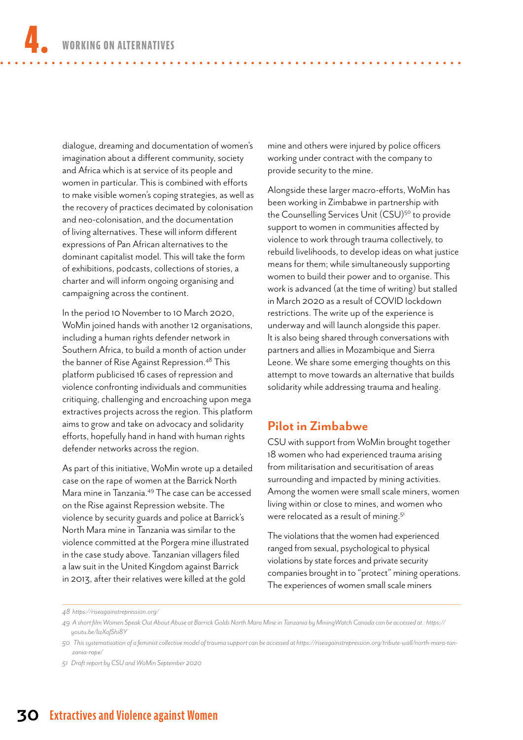dialogue, dreaming and documentation of women's imagination about a different community, society and Africa which is at service of its people and women in particular. This is combined with efforts to make visible women's coping strategies, as well as the recovery of practices decimated by colonisation and neo-colonisation, and the documentation of living alternatives. These will inform different expressions of Pan African alternatives to the dominant capitalist model. This will take the form of exhibitions, podcasts, collections of stories, a charter and will inform ongoing organising and campaigning across the continent.

In the period 10 November to 10 March 2020, WoMin joined hands with another 12 organisations, including a human rights defender network in Southern Africa, to build a month of action under the banner of Rise Against Repression.[48] This platform publicised 16 cases of repression and violence confronting individuals and communities critiquing, challenging and encroaching upon mega extractives projects across the region. This platform aims to grow and take on advocacy and solidarity efforts, hopefully hand in hand with human rights defender networks across the region.

As part of this initiative, WoMin wrote up a detailed case on the rape of women at the Barrick North Mara mine in Tanzania.[49] The case can be accessed on the Rise against Repression website. The violence by security guards and police at Barrick's North Mara mine in Tanzania was similar to the violence committed at the Porgera mine illustrated in the case study above. Tanzanian villagers filed a law suit in the United Kingdom against Barrick in 2013, after their relatives were killed at the gold mine and others were injured by police officers working under contract with the company to provide security to the mine.

Alongside these larger macro-efforts, WoMin has been working in Zimbabwe in partnership with the Counselling Services Unit (CSU)[50] to provide support to women in communities affected by violence to work through trauma collectively, to rebuild livelihoods, to develop ideas on what justice means for them; while simultaneously supporting women to build their power and to organise. This work is advanced (at the time of writing) but stalled in March 2020 as a result of COVID lockdown restrictions. The write up of the experience is underway and will launch alongside this paper. It is also being shared through conversations with partners and allies in Mozambique and Sierra Leone. We share some emerging thoughts on this attempt to move towards an alternative that builds solidarity while addressing trauma and healing.

## Pilot in Zimbabwe

CSU with support from WoMin brought together 18 women who had experienced trauma arising from militarisation and securitisation of areas surrounding and impacted by mining activities. Among the women were small scale miners, women living within or close to mines, and women who were relocated as a result of mining.[51]

The violations that the women had experienced ranged from sexual, psychological to physical violations by state forces and private security companies brought in to "protect" mining operations. The experiences of women small scale miners

---

48 *https://riseagainstrepression.org/*

49 *A short film Women Speak Out About Abuse at Barrick Golds North Mara Mine in Tanzania by MiningWatch Canada can be accessed at : https://youtu.be/lizXaJShi8Y*

50 *This systematisation of a feminist collective model of trauma support can be accessed at https://riseagainstrepression.org/tribute-wall/north-mara-tanzania-rape/*

51 *Draft report by CSU and WoMin September 2020*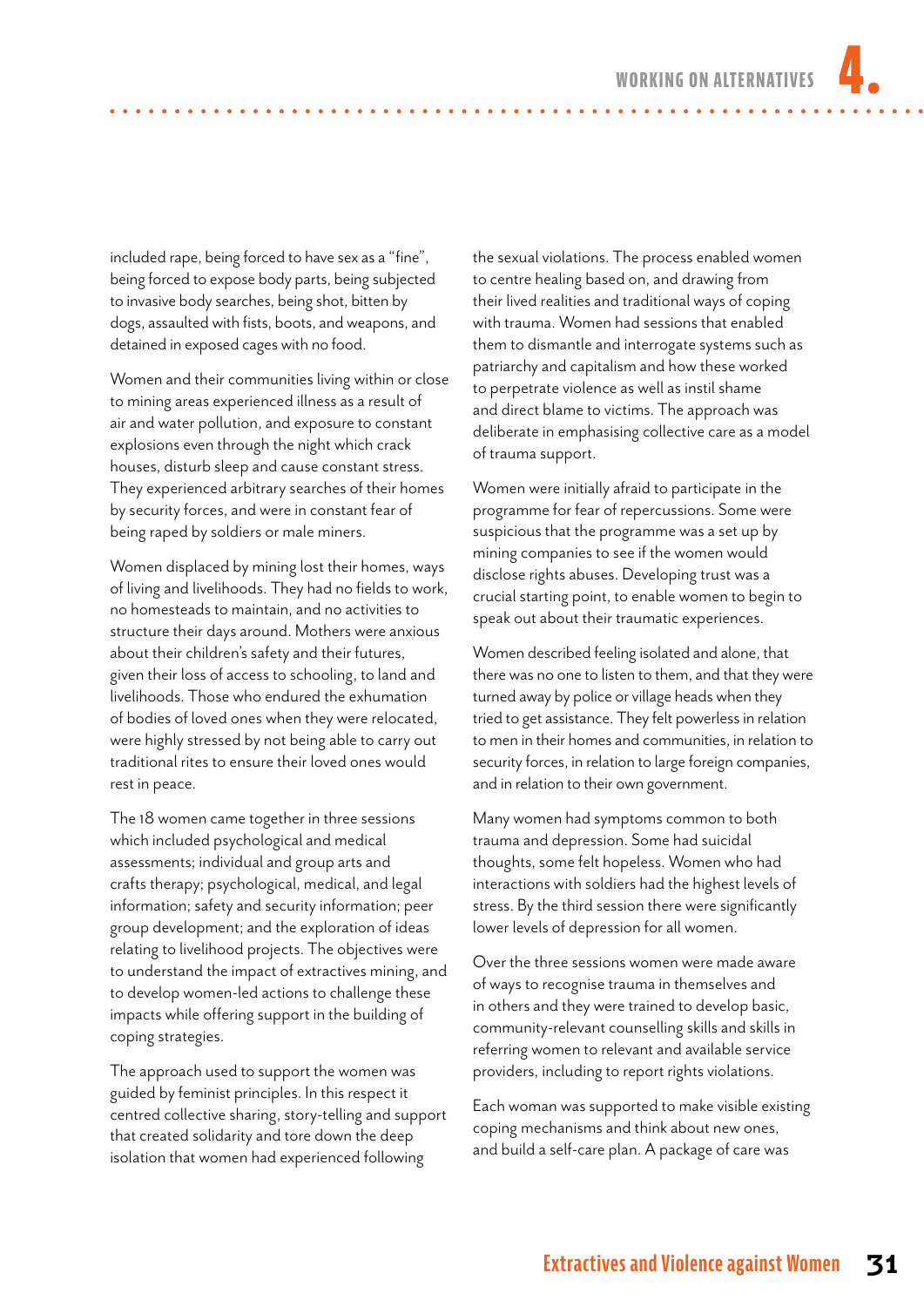included rape, being forced to have sex as a "fine", being forced to expose body parts, being subjected to invasive body searches, being shot, bitten by dogs, assaulted with fists, boots, and weapons, and detained in exposed cages with no food.

Women and their communities living within or close to mining areas experienced illness as a result of air and water pollution, and exposure to constant explosions even through the night which crack houses, disturb sleep and cause constant stress. They experienced arbitrary searches of their homes by security forces, and were in constant fear of being raped by soldiers or male miners.

Women displaced by mining lost their homes, ways of living and livelihoods. They had no fields to work, no homesteads to maintain, and no activities to structure their days around. Mothers were anxious about their children's safety and their futures, given their loss of access to schooling, to land and livelihoods. Those who endured the exhumation of bodies of loved ones when they were relocated, were highly stressed by not being able to carry out traditional rites to ensure their loved ones would rest in peace.

The 18 women came together in three sessions which included psychological and medical assessments; individual and group arts and crafts therapy; psychological, medical, and legal information; safety and security information; peer group development; and the exploration of ideas relating to livelihood projects. The objectives were to understand the impact of extractives mining, and to develop women-led actions to challenge these impacts while offering support in the building of coping strategies.

The approach used to support the women was guided by feminist principles. In this respect it centred collective sharing, story-telling and support that created solidarity and tore down the deep isolation that women had experienced following the sexual violations. The process enabled women to centre healing based on, and drawing from their lived realities and traditional ways of coping with trauma. Women had sessions that enabled them to dismantle and interrogate systems such as patriarchy and capitalism and how these worked to perpetrate violence as well as instil shame and direct blame to victims. The approach was deliberate in emphasising collective care as a model of trauma support.

Women were initially afraid to participate in the programme for fear of repercussions. Some were suspicious that the programme was a set up by mining companies to see if the women would disclose rights abuses. Developing trust was a crucial starting point, to enable women to begin to speak out about their traumatic experiences.

Women described feeling isolated and alone, that there was no one to listen to them, and that they were turned away by police or village heads when they tried to get assistance. They felt powerless in relation to men in their homes and communities, in relation to security forces, in relation to large foreign companies, and in relation to their own government.

Many women had symptoms common to both trauma and depression. Some had suicidal thoughts, some felt hopeless. Women who had interactions with soldiers had the highest levels of stress. By the third session there were significantly lower levels of depression for all women.

Over the three sessions women were made aware of ways to recognise trauma in themselves and in others and they were trained to develop basic, community-relevant counselling skills and skills in referring women to relevant and available service providers, including to report rights violations.

Each woman was supported to make visible existing coping mechanisms and think about new ones, and build a self-care plan. A package of care was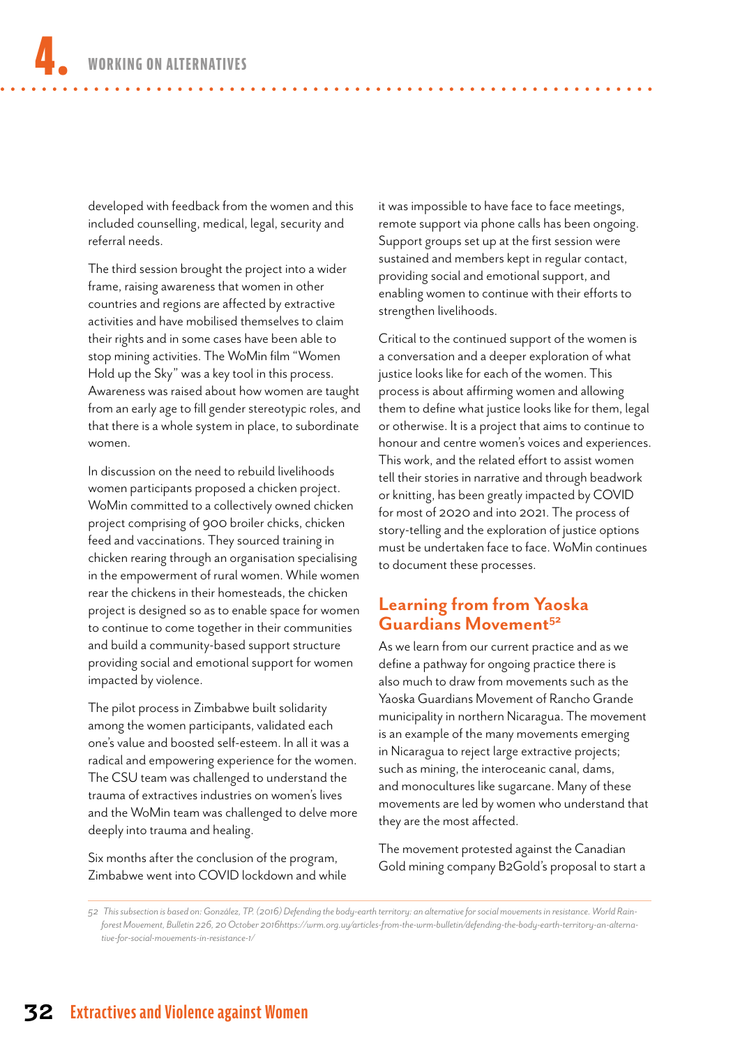developed with feedback from the women and this included counselling, medical, legal, security and referral needs.

The third session brought the project into a wider frame, raising awareness that women in other countries and regions are affected by extractive activities and have mobilised themselves to claim their rights and in some cases have been able to stop mining activities. The WoMin film "Women Hold up the Sky" was a key tool in this process. Awareness was raised about how women are taught from an early age to fill gender stereotypic roles, and that there is a whole system in place, to subordinate women.

In discussion on the need to rebuild livelihoods women participants proposed a chicken project. WoMin committed to a collectively owned chicken project comprising of 900 broiler chicks, chicken feed and vaccinations. They sourced training in chicken rearing through an organisation specialising in the empowerment of rural women. While women rear the chickens in their homesteads, the chicken project is designed so as to enable space for women to continue to come together in their communities and build a community-based support structure providing social and emotional support for women impacted by violence.

The pilot process in Zimbabwe built solidarity among the women participants, validated each one's value and boosted self-esteem. In all it was a radical and empowering experience for the women. The CSU team was challenged to understand the trauma of extractives industries on women's lives and the WoMin team was challenged to delve more deeply into trauma and healing.

Six months after the conclusion of the program, Zimbabwe went into COVID lockdown and while it was impossible to have face to face meetings, remote support via phone calls has been ongoing. Support groups set up at the first session were sustained and members kept in regular contact, providing social and emotional support, and enabling women to continue with their efforts to strengthen livelihoods.

Critical to the continued support of the women is a conversation and a deeper exploration of what justice looks like for each of the women. This process is about affirming women and allowing them to define what justice looks like for them, legal or otherwise. It is a project that aims to continue to honour and centre women's voices and experiences. This work, and the related effort to assist women tell their stories in narrative and through beadwork or knitting, has been greatly impacted by COVID for most of 2020 and into 2021. The process of story-telling and the exploration of justice options must be undertaken face to face. WoMin continues to document these processes.

## Learning from from Yaoska Guardians Movement[52]

As we learn from our current practice and as we define a pathway for ongoing practice there is also much to draw from movements such as the Yaoska Guardians Movement of Rancho Grande municipality in northern Nicaragua. The movement is an example of the many movements emerging in Nicaragua to reject large extractive projects; such as mining, the interoceanic canal, dams, and monocultures like sugarcane. Many of these movements are led by women who understand that they are the most affected.

The movement protested against the Canadian Gold mining company B2Gold's proposal to start a

---

52 *This subsection is based on: González, TP. (2016) Defending the body-earth territory: an alternative for social movements in resistance. World Rainforest Movement, Bulletin 226, 20 October 2016https://wrm.org.uy/articles-from-the-wrm-bulletin/defending-the-body-earth-territory-an-alternative-for-social-movements-in-resistance-1/*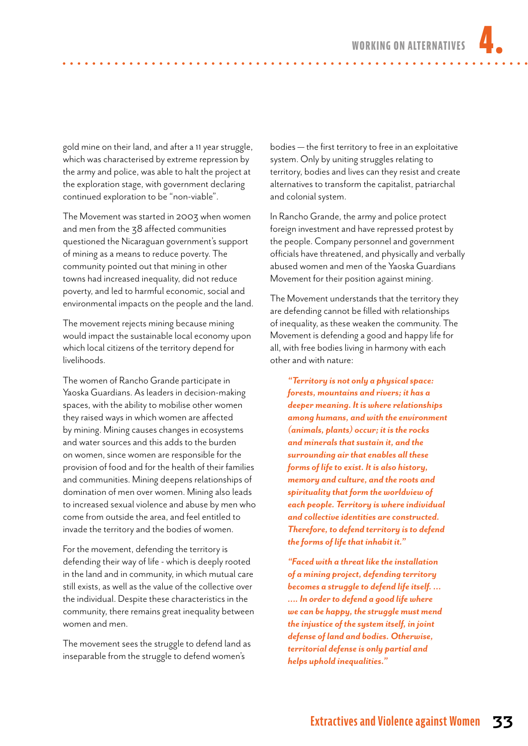gold mine on their land, and after a 11 year struggle, which was characterised by extreme repression by the army and police, was able to halt the project at the exploration stage, with government declaring continued exploration to be "non-viable".

The Movement was started in 2003 when women and men from the 38 affected communities questioned the Nicaraguan government's support of mining as a means to reduce poverty. The community pointed out that mining in other towns had increased inequality, did not reduce poverty, and led to harmful economic, social and environmental impacts on the people and the land.

The movement rejects mining because mining would impact the sustainable local economy upon which local citizens of the territory depend for livelihoods.

The women of Rancho Grande participate in Yaoska Guardians. As leaders in decision-making spaces, with the ability to mobilise other women they raised ways in which women are affected by mining. Mining causes changes in ecosystems and water sources and this adds to the burden on women, since women are responsible for the provision of food and for the health of their families and communities. Mining deepens relationships of domination of men over women. Mining also leads to increased sexual violence and abuse by men who come from outside the area, and feel entitled to invade the territory and the bodies of women.

For the movement, defending the territory is defending their way of life - which is deeply rooted in the land and in community, in which mutual care still exists, as well as the value of the collective over the individual. Despite these characteristics in the community, there remains great inequality between women and men.

The movement sees the struggle to defend land as inseparable from the struggle to defend women's bodies — the first territory to free in an exploitative system. Only by uniting struggles relating to territory, bodies and lives can they resist and create alternatives to transform the capitalist, patriarchal and colonial system.

In Rancho Grande, the army and police protect foreign investment and have repressed protest by the people. Company personnel and government officials have threatened, and physically and verbally abused women and men of the Yaoska Guardians Movement for their position against mining.

The Movement understands that the territory they are defending cannot be filled with relationships of inequality, as these weaken the community. The Movement is defending a good and happy life for all, with free bodies living in harmony with each other and with nature:

> ***"Territory is not only a physical space: forests, mountains and rivers; it has a deeper meaning. It is where relationships among humans, and with the environment (animals, plants) occur; it is the rocks and minerals that sustain it, and the surrounding air that enables all these forms of life to exist. It is also history, memory and culture, and the roots and spirituality that form the worldview of each people. Territory is where individual and collective identities are constructed. Therefore, to defend territory is to defend the forms of life that inhabit it."***

> ***"Faced with a threat like the installation of a mining project, defending territory becomes a struggle to defend life itself. … …. In order to defend a good life where we can be happy, the struggle must mend the injustice of the system itself, in joint defense of land and bodies. Otherwise, territorial defense is only partial and helps uphold inequalities."***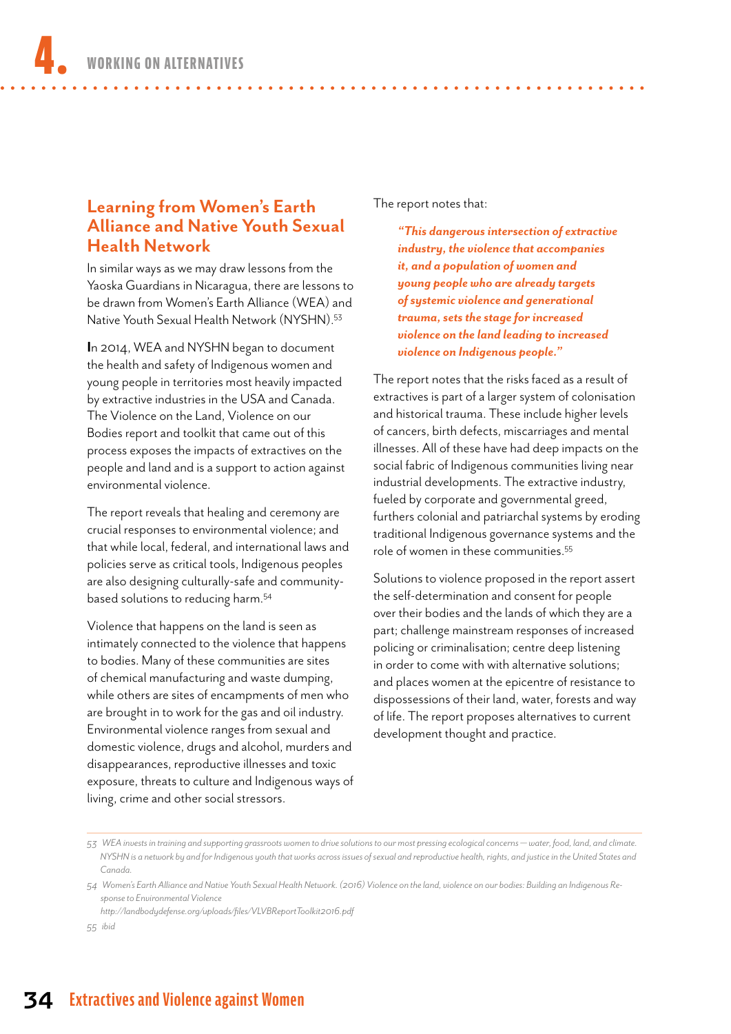## Learning from Women's Earth Alliance and Native Youth Sexual Health Network

In similar ways as we may draw lessons from the Yaoska Guardians in Nicaragua, there are lessons to be drawn from Women's Earth Alliance (WEA) and Native Youth Sexual Health Network (NYSHN).[53]

In 2014, WEA and NYSHN began to document the health and safety of Indigenous women and young people in territories most heavily impacted by extractive industries in the USA and Canada. The Violence on the Land, Violence on our Bodies report and toolkit that came out of this process exposes the impacts of extractives on the people and land and is a support to action against environmental violence.

The report reveals that healing and ceremony are crucial responses to environmental violence; and that while local, federal, and international laws and policies serve as critical tools, Indigenous peoples are also designing culturally-safe and community-based solutions to reducing harm.[54]

Violence that happens on the land is seen as intimately connected to the violence that happens to bodies. Many of these communities are sites of chemical manufacturing and waste dumping, while others are sites of encampments of men who are brought in to work for the gas and oil industry. Environmental violence ranges from sexual and domestic violence, drugs and alcohol, murders and disappearances, reproductive illnesses and toxic exposure, threats to culture and Indigenous ways of living, crime and other social stressors.

The report notes that:

> ***"This dangerous intersection of extractive industry, the violence that accompanies it, and a population of women and young people who are already targets of systemic violence and generational trauma, sets the stage for increased violence on the land leading to increased violence on Indigenous people."***

The report notes that the risks faced as a result of extractives is part of a larger system of colonisation and historical trauma. These include higher levels of cancers, birth defects, miscarriages and mental illnesses. All of these have had deep impacts on the social fabric of Indigenous communities living near industrial developments. The extractive industry, fueled by corporate and governmental greed, furthers colonial and patriarchal systems by eroding traditional Indigenous governance systems and the role of women in these communities.[55]

Solutions to violence proposed in the report assert the self-determination and consent for people over their bodies and the lands of which they are a part; challenge mainstream responses of increased policing or criminalisation; centre deep listening in order to come with with alternative solutions; and places women at the epicentre of resistance to dispossessions of their land, water, forests and way of life. The report proposes alternatives to current development thought and practice.

---

53 *WEA invests in training and supporting grassroots women to drive solutions to our most pressing ecological concerns — water, food, land, and climate. NYSHN is a network by and for Indigenous youth that works across issues of sexual and reproductive health, rights, and justice in the United States and Canada.*

54 *Women's Earth Alliance and Native Youth Sexual Health Network. (2016) Violence on the land, violence on our bodies: Building an Indigenous Response to Environmental Violence*
*http://landbodydefense.org/uploads/files/VLVBReportToolkit2016.pdf*

55 *ibid*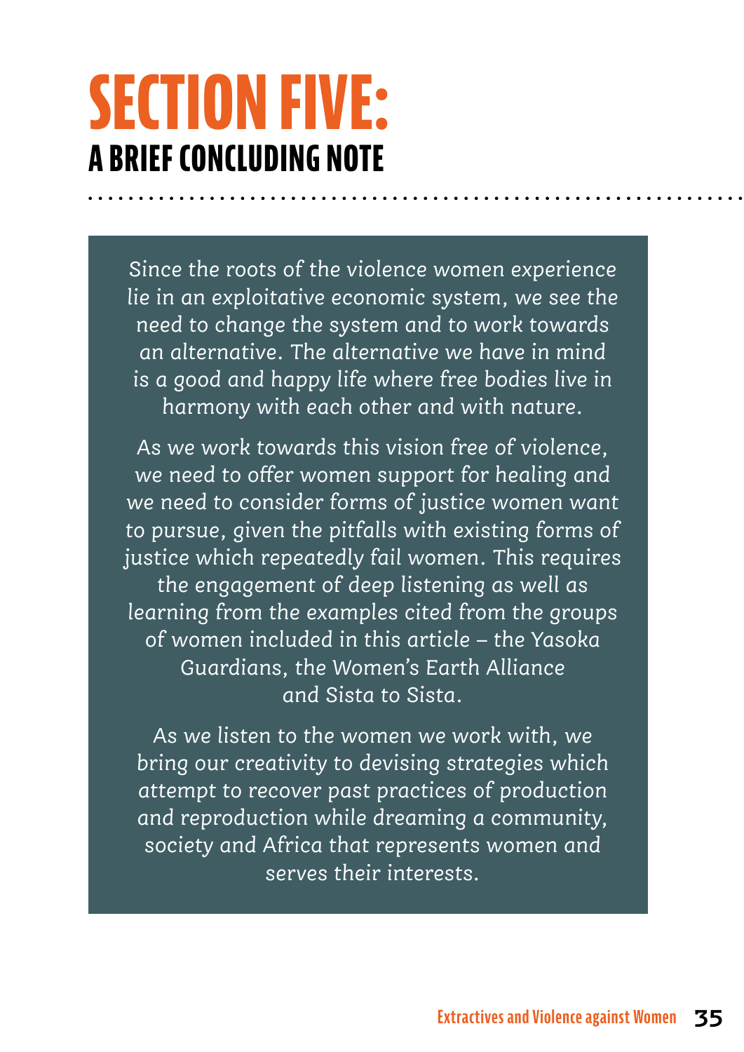# SECTION FIVE:

## A BRIEF CONCLUDING NOTE

*Since the roots of the violence women experience lie in an exploitative economic system, we see the need to change the system and to work towards an alternative. The alternative we have in mind is a good and happy life where free bodies live in harmony with each other and with nature.*

*As we work towards this vision free of violence, we need to offer women support for healing and we need to consider forms of justice women want to pursue, given the pitfalls with existing forms of justice which repeatedly fail women. This requires the engagement of deep listening as well as learning from the examples cited from the groups of women included in this article – the Yasoka Guardians, the Women's Earth Alliance and Sista to Sista.*

*As we listen to the women we work with, we bring our creativity to devising strategies which attempt to recover past practices of production and reproduction while dreaming a community, society and Africa that represents women and serves their interests.*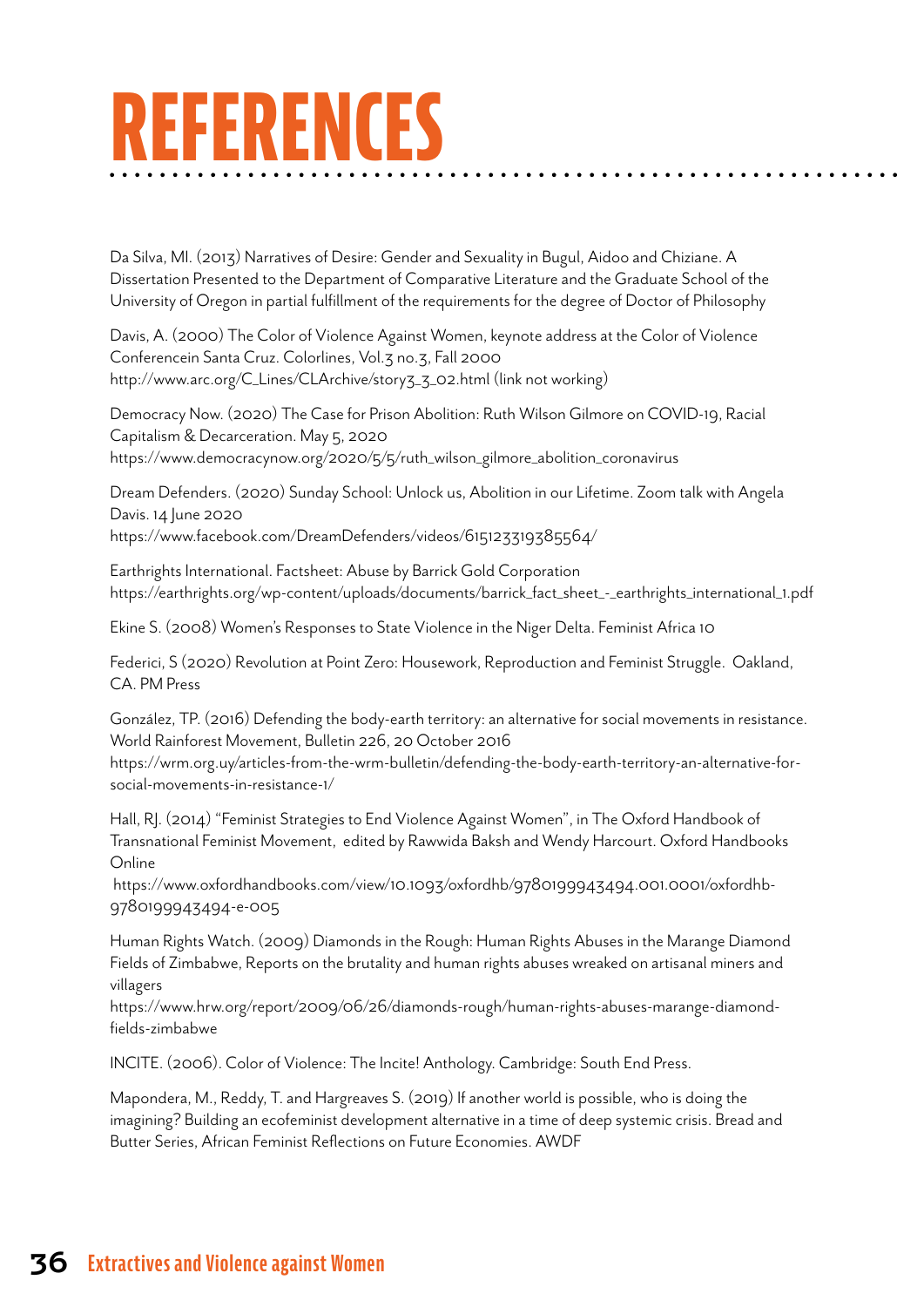# REFERENCES

Da Silva, MI. (2013) Narratives of Desire: Gender and Sexuality in Bugul, Aidoo and Chiziane. A Dissertation Presented to the Department of Comparative Literature and the Graduate School of the University of Oregon in partial fulfillment of the requirements for the degree of Doctor of Philosophy

Davis, A. (2000) The Color of Violence Against Women, keynote address at the Color of Violence Conferencein Santa Cruz. Colorlines, Vol.3 no.3, Fall 2000 http://www.arc.org/C_Lines/CLArchive/story3_3_02.html (link not working)

Democracy Now. (2020) The Case for Prison Abolition: Ruth Wilson Gilmore on COVID-19, Racial Capitalism & Decarceration. May 5, 2020 https://www.democracynow.org/2020/5/5/ruth_wilson_gilmore_abolition_coronavirus

Dream Defenders. (2020) Sunday School: Unlock us, Abolition in our Lifetime. Zoom talk with Angela Davis. 14 June 2020 https://www.facebook.com/DreamDefenders/videos/615123319385564/

Earthrights International. Factsheet: Abuse by Barrick Gold Corporation https://earthrights.org/wp-content/uploads/documents/barrick_fact_sheet_-_earthrights_international_1.pdf

Ekine S. (2008) Women's Responses to State Violence in the Niger Delta. Feminist Africa 10

Federici, S (2020) Revolution at Point Zero: Housework, Reproduction and Feminist Struggle. Oakland, CA. PM Press

González, TP. (2016) Defending the body-earth territory: an alternative for social movements in resistance. World Rainforest Movement, Bulletin 226, 20 October 2016 https://wrm.org.uy/articles-from-the-wrm-bulletin/defending-the-body-earth-territory-an-alternative-for-social-movements-in-resistance-1/

Hall, RJ. (2014) "Feminist Strategies to End Violence Against Women", in The Oxford Handbook of Transnational Feminist Movement, edited by Rawwida Baksh and Wendy Harcourt. Oxford Handbooks Online https://www.oxfordhandbooks.com/view/10.1093/oxfordhb/9780199943494.001.0001/oxfordhb-9780199943494-e-005

Human Rights Watch. (2009) Diamonds in the Rough: Human Rights Abuses in the Marange Diamond Fields of Zimbabwe, Reports on the brutality and human rights abuses wreaked on artisanal miners and villagers https://www.hrw.org/report/2009/06/26/diamonds-rough/human-rights-abuses-marange-diamond-fields-zimbabwe

INCITE. (2006). Color of Violence: The Incite! Anthology. Cambridge: South End Press.

Mapondera, M., Reddy, T. and Hargreaves S. (2019) If another world is possible, who is doing the imagining? Building an ecofeminist development alternative in a time of deep systemic crisis. Bread and Butter Series, African Feminist Reflections on Future Economies. AWDF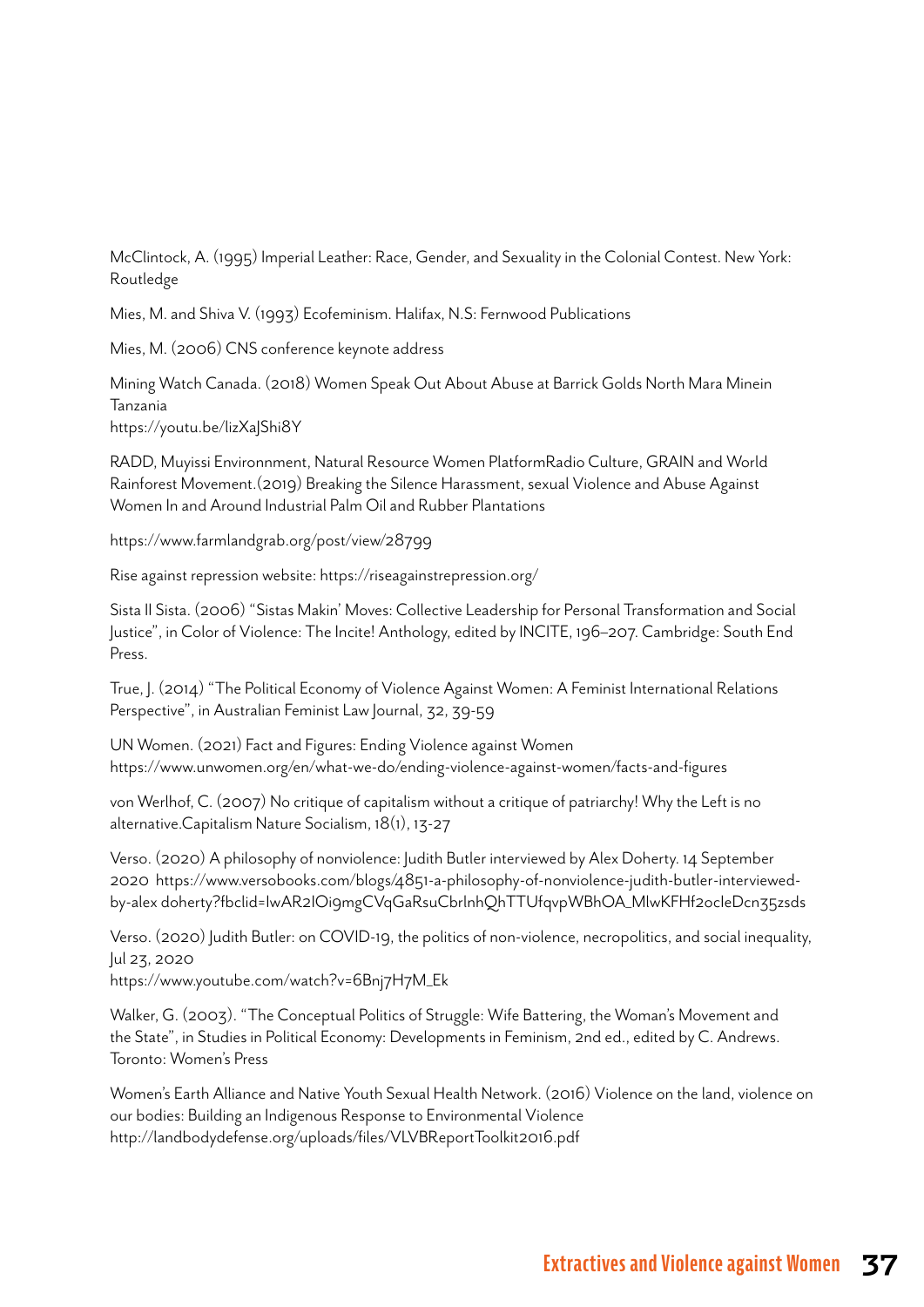McClintock, A. (1995) Imperial Leather: Race, Gender, and Sexuality in the Colonial Contest. New York: Routledge

Mies, M. and Shiva V. (1993) Ecofeminism. Halifax, N.S: Fernwood Publications

Mies, M. (2006) CNS conference keynote address

Mining Watch Canada. (2018) Women Speak Out About Abuse at Barrick Golds North Mara Minein Tanzania
https://youtu.be/lizXaJShi8Y

RADD, Muyissi Environnment, Natural Resource Women PlatformRadio Culture, GRAIN and World Rainforest Movement.(2019) Breaking the Silence Harassment, sexual Violence and Abuse Against Women In and Around Industrial Palm Oil and Rubber Plantations

https://www.farmlandgrab.org/post/view/28799

Rise against repression website: https://riseagainstrepression.org/

Sista II Sista. (2006) "Sistas Makin' Moves: Collective Leadership for Personal Transformation and Social Justice", in Color of Violence: The Incite! Anthology, edited by INCITE, 196–207. Cambridge: South End Press.

True, J. (2014) "The Political Economy of Violence Against Women: A Feminist International Relations Perspective", in Australian Feminist Law Journal, 32, 39-59

UN Women. (2021) Fact and Figures: Ending Violence against Women
https://www.unwomen.org/en/what-we-do/ending-violence-against-women/facts-and-figures

von Werlhof, C. (2007) No critique of capitalism without a critique of patriarchy! Why the Left is no alternative.Capitalism Nature Socialism, 18(1), 13-27

Verso. (2020) A philosophy of nonviolence: Judith Butler interviewed by Alex Doherty. 14 September 2020 https://www.versobooks.com/blogs/4851-a-philosophy-of-nonviolence-judith-butler-interviewed-by-alex doherty?fbclid=IwAR2IOi9mgCVqGaRsuCbrlnhQhTTUfqvpWBhOA_MlwKFHf2ocleDcn35zsds

Verso. (2020) Judith Butler: on COVID-19, the politics of non-violence, necropolitics, and social inequality, Jul 23, 2020
https://www.youtube.com/watch?v=6Bnj7H7M_Ek

Walker, G. (2003). "The Conceptual Politics of Struggle: Wife Battering, the Woman's Movement and the State", in Studies in Political Economy: Developments in Feminism, 2nd ed., edited by C. Andrews. Toronto: Women's Press

Women's Earth Alliance and Native Youth Sexual Health Network. (2016) Violence on the land, violence on our bodies: Building an Indigenous Response to Environmental Violence
http://landbodydefense.org/uploads/files/VLVBReportToolkit2016.pdf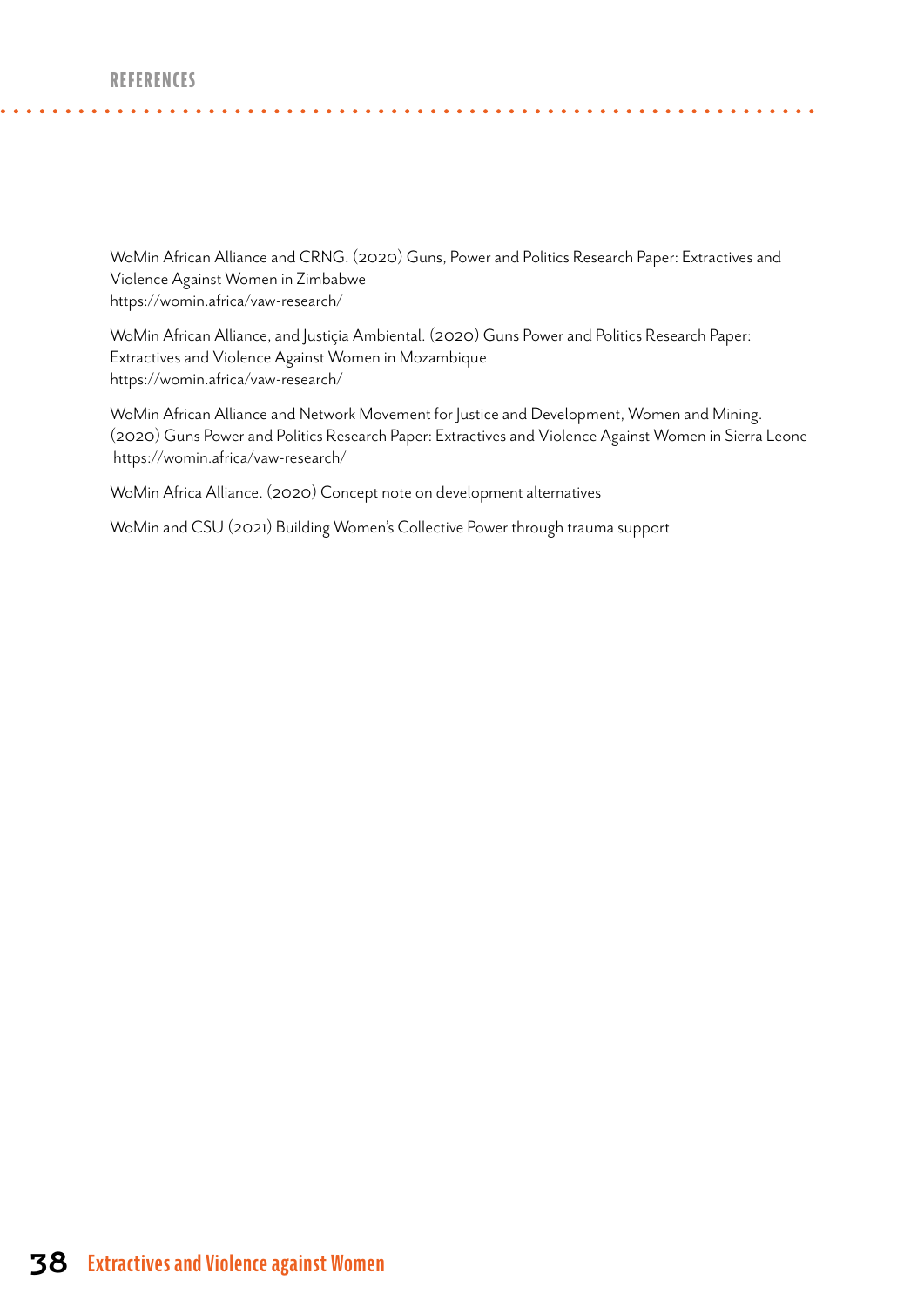WoMin African Alliance and CRNG. (2020) Guns, Power and Politics Research Paper: Extractives and Violence Against Women in Zimbabwe
https://womin.africa/vaw-research/

WoMin African Alliance, and Justiçia Ambiental. (2020) Guns Power and Politics Research Paper: Extractives and Violence Against Women in Mozambique
https://womin.africa/vaw-research/

WoMin African Alliance and Network Movement for Justice and Development, Women and Mining. (2020) Guns Power and Politics Research Paper: Extractives and Violence Against Women in Sierra Leone
https://womin.africa/vaw-research/

WoMin Africa Alliance. (2020) Concept note on development alternatives

WoMin and CSU (2021) Building Women's Collective Power through trauma support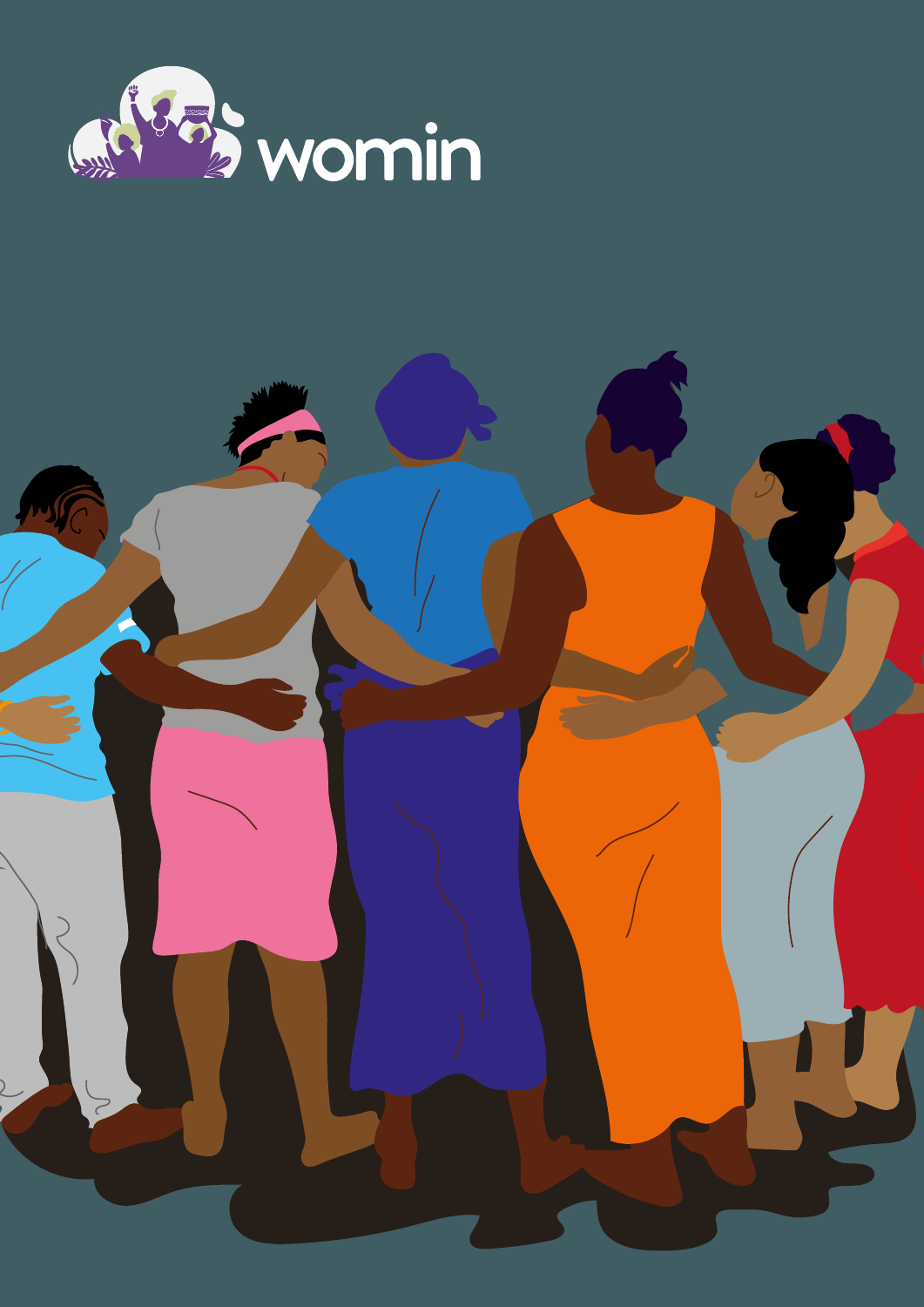womin